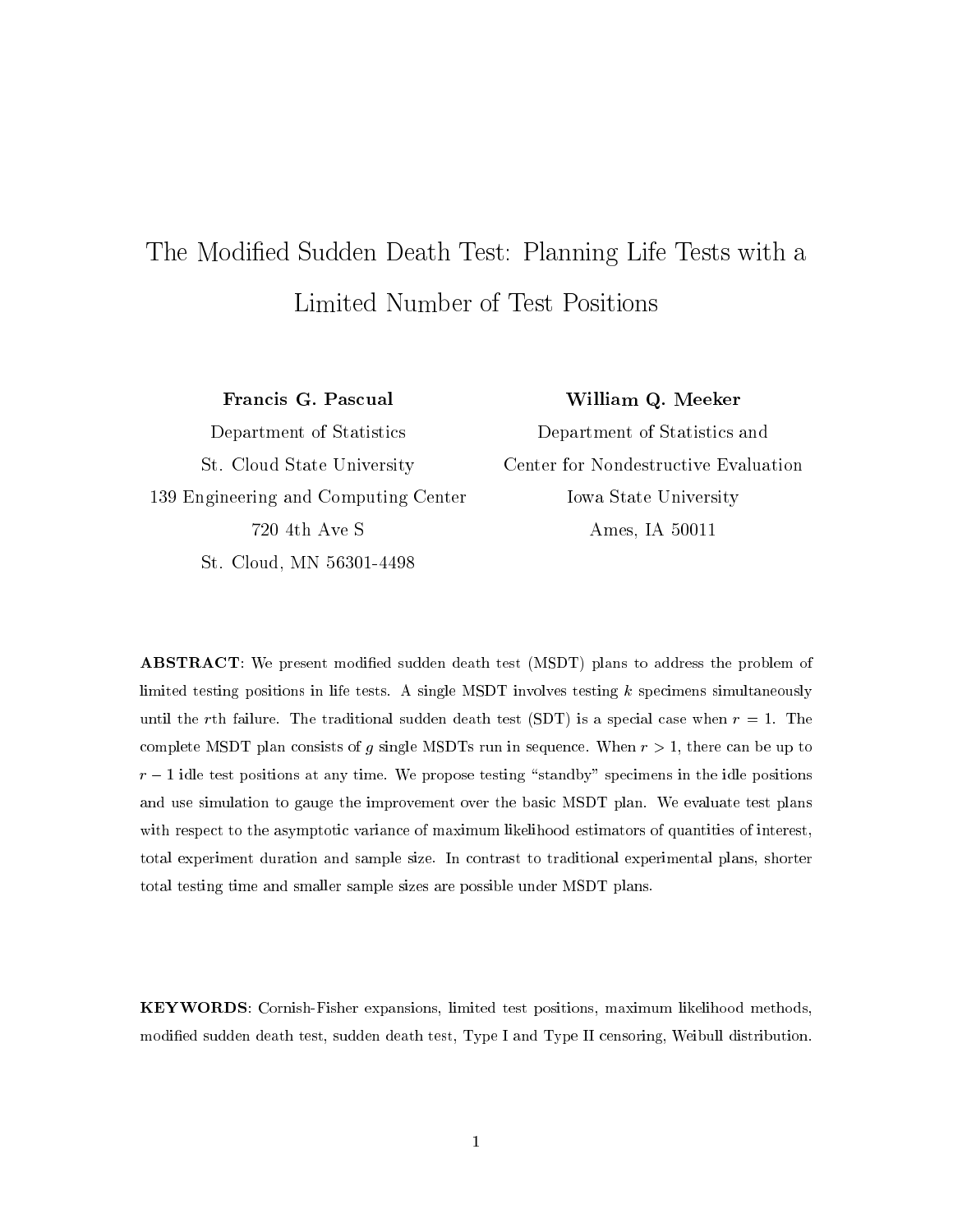# The Modified Sudden Death Test: Planning Life Tests with a Limited Number of Test Positions

**Francis G. Pascual**
Department of Statistics
St. Cloud State University
139 Engineering and Computing Center
720 4th Ave S
St. Cloud, MN 56301-4498

**William Q. Meeker**
Department of Statistics and
Center for Nondestructive Evaluation
Iowa State University
Ames, IA 50011

**ABSTRACT**: We present modified sudden death test (MSDT) plans to address the problem of limited testing positions in life tests. A single MSDT involves testing $k$ specimens simultaneously until the $r$th failure. The traditional sudden death test (SDT) is a special case when $r = 1$. The complete MSDT plan consists of $g$ single MSDTs run in sequence. When $r > 1$, there can be up to $r - 1$ idle test positions at any time. We propose testing "standby" specimens in the idle positions and use simulation to gauge the improvement over the basic MSDT plan. We evaluate test plans with respect to the asymptotic variance of maximum likelihood estimators of quantities of interest, total experiment duration and sample size. In contrast to traditional experimental plans, shorter total testing time and smaller sample sizes are possible under MSDT plans.

**KEYWORDS**: Cornish-Fisher expansions, limited test positions, maximum likelihood methods, modified sudden death test, sudden death test, Type I and Type II censoring, Weibull distribution.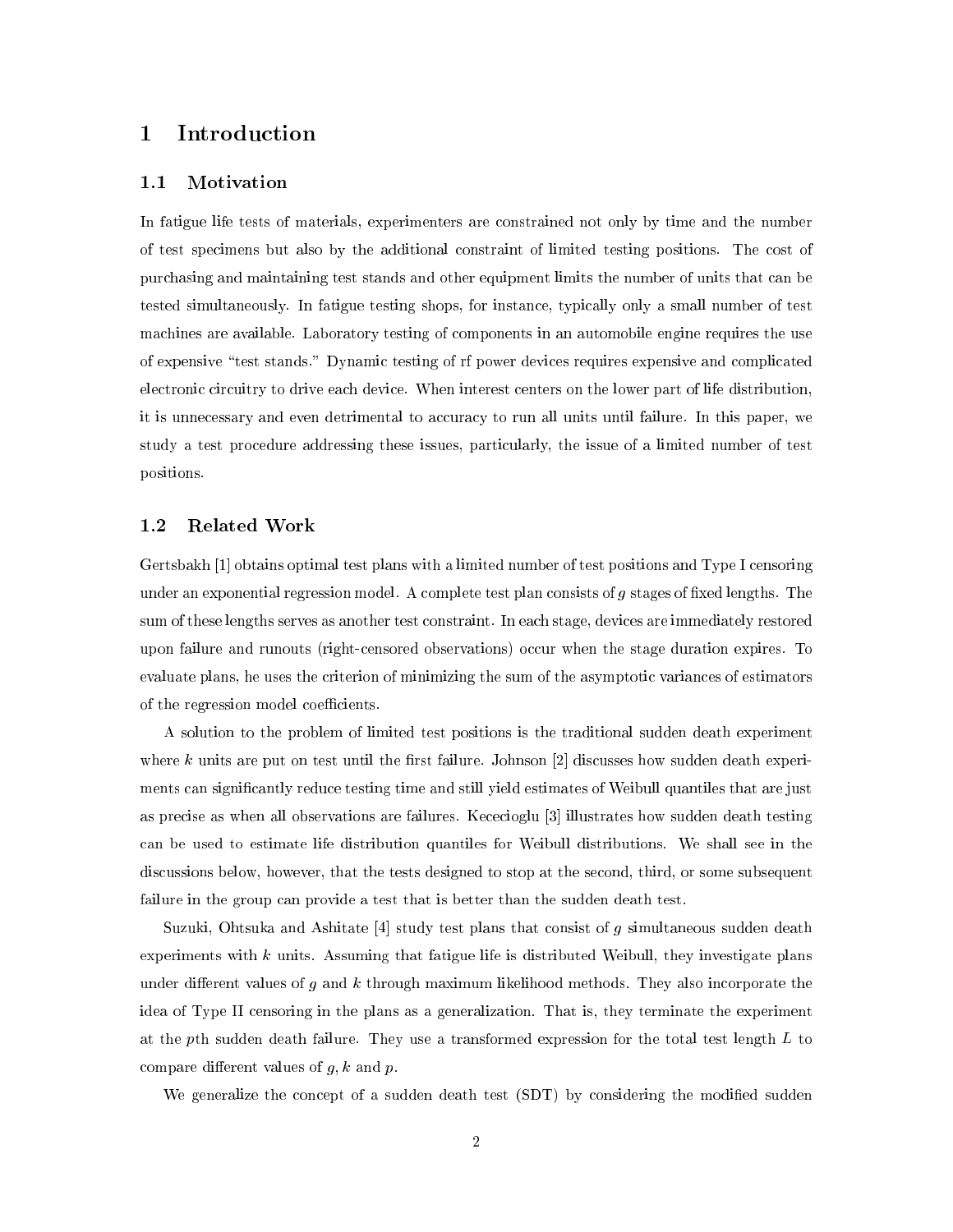# 1 Introduction

## 1.1 Motivation

In fatigue life tests of materials, experimenters are constrained not only by time and the number of test specimens but also by the additional constraint of limited testing positions. The cost of purchasing and maintaining test stands and other equipment limits the number of units that can be tested simultaneously. In fatigue testing shops, for instance, typically only a small number of test machines are available. Laboratory testing of components in an automobile engine requires the use of expensive "test stands." Dynamic testing of rf power devices requires expensive and complicated electronic circuitry to drive each device. When interest centers on the lower part of life distribution, it is unnecessary and even detrimental to accuracy to run all units until failure. In this paper, we study a test procedure addressing these issues, particularly, the issue of a limited number of test positions.

## 1.2 Related Work

Gertsbakh [1] obtains optimal test plans with a limited number of test positions and Type I censoring under an exponential regression model. A complete test plan consists of $g$ stages of fixed lengths. The sum of these lengths serves as another test constraint. In each stage, devices are immediately restored upon failure and runouts (right-censored observations) occur when the stage duration expires. To evaluate plans, he uses the criterion of minimizing the sum of the asymptotic variances of estimators of the regression model coefficients.

A solution to the problem of limited test positions is the traditional sudden death experiment where $k$ units are put on test until the first failure. Johnson [2] discusses how sudden death experiments can significantly reduce testing time and still yield estimates of Weibull quantiles that are just as precise as when all observations are failures. Kececioglu [3] illustrates how sudden death testing can be used to estimate life distribution quantiles for Weibull distributions. We shall see in the discussions below, however, that the tests designed to stop at the second, third, or some subsequent failure in the group can provide a test that is better than the sudden death test.

Suzuki, Ohtsuka and Ashitate [4] study test plans that consist of $g$ simultaneous sudden death experiments with $k$ units. Assuming that fatigue life is distributed Weibull, they investigate plans under different values of $g$ and $k$ through maximum likelihood methods. They also incorporate the idea of Type II censoring in the plans as a generalization. That is, they terminate the experiment at the $p$th sudden death failure. They use a transformed expression for the total test length $L$ to compare different values of $g, k$ and $p$.

We generalize the concept of a sudden death test (SDT) by considering the modified sudden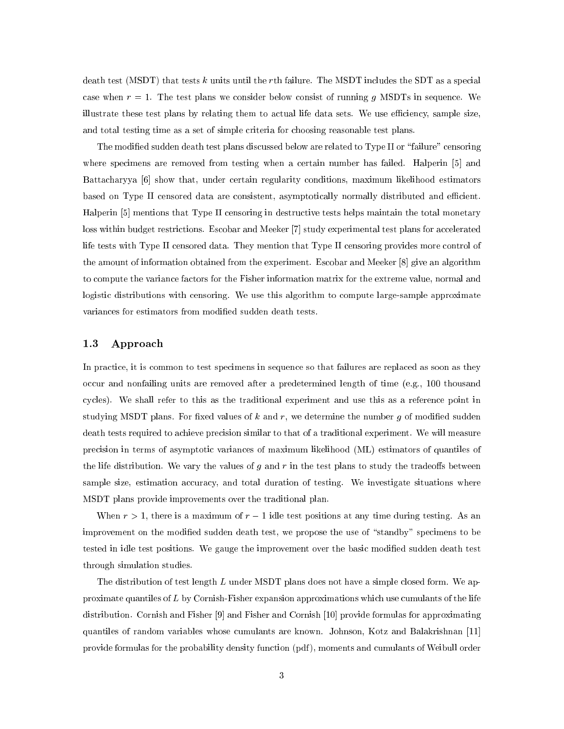death test (MSDT) that tests $k$ units until the $r$th failure. The MSDT includes the SDT as a special case when $r = 1$. The test plans we consider below consist of running $g$ MSDTs in sequence. We illustrate these test plans by relating them to actual life data sets. We use efficiency, sample size, and total testing time as a set of simple criteria for choosing reasonable test plans.

The modified sudden death test plans discussed below are related to Type II or "failure" censoring where specimens are removed from testing when a certain number has failed. Halperin [5] and Battacharyya [6] show that, under certain regularity conditions, maximum likelihood estimators based on Type II censored data are consistent, asymptotically normally distributed and efficient. Halperin [5] mentions that Type II censoring in destructive tests helps maintain the total monetary loss within budget restrictions. Escobar and Meeker [7] study experimental test plans for accelerated life tests with Type II censored data. They mention that Type II censoring provides more control of the amount of information obtained from the experiment. Escobar and Meeker [8] give an algorithm to compute the variance factors for the Fisher information matrix for the extreme value, normal and logistic distributions with censoring. We use this algorithm to compute large-sample approximate variances for estimators from modified sudden death tests.

### 1.3 Approach

In practice, it is common to test specimens in sequence so that failures are replaced as soon as they occur and nonfailing units are removed after a predetermined length of time (e.g., 100 thousand cycles). We shall refer to this as the traditional experiment and use this as a reference point in studying MSDT plans. For fixed values of $k$ and $r$, we determine the number $g$ of modified sudden death tests required to achieve precision similar to that of a traditional experiment. We will measure precision in terms of asymptotic variances of maximum likelihood (ML) estimators of quantiles of the life distribution. We vary the values of $g$ and $r$ in the test plans to study the tradeoffs between sample size, estimation accuracy, and total duration of testing. We investigate situations where MSDT plans provide improvements over the traditional plan.

When $r > 1$, there is a maximum of $r - 1$ idle test positions at any time during testing. As an improvement on the modified sudden death test, we propose the use of "standby" specimens to be tested in idle test positions. We gauge the improvement over the basic modified sudden death test through simulation studies.

The distribution of test length $L$ under MSDT plans does not have a simple closed form. We approximate quantiles of $L$ by Cornish-Fisher expansion approximations which use cumulants of the life distribution. Cornish and Fisher [9] and Fisher and Cornish [10] provide formulas for approximating quantiles of random variables whose cumulants are known. Johnson, Kotz and Balakrishnan [11] provide formulas for the probability density function (pdf), moments and cumulants of Weibull order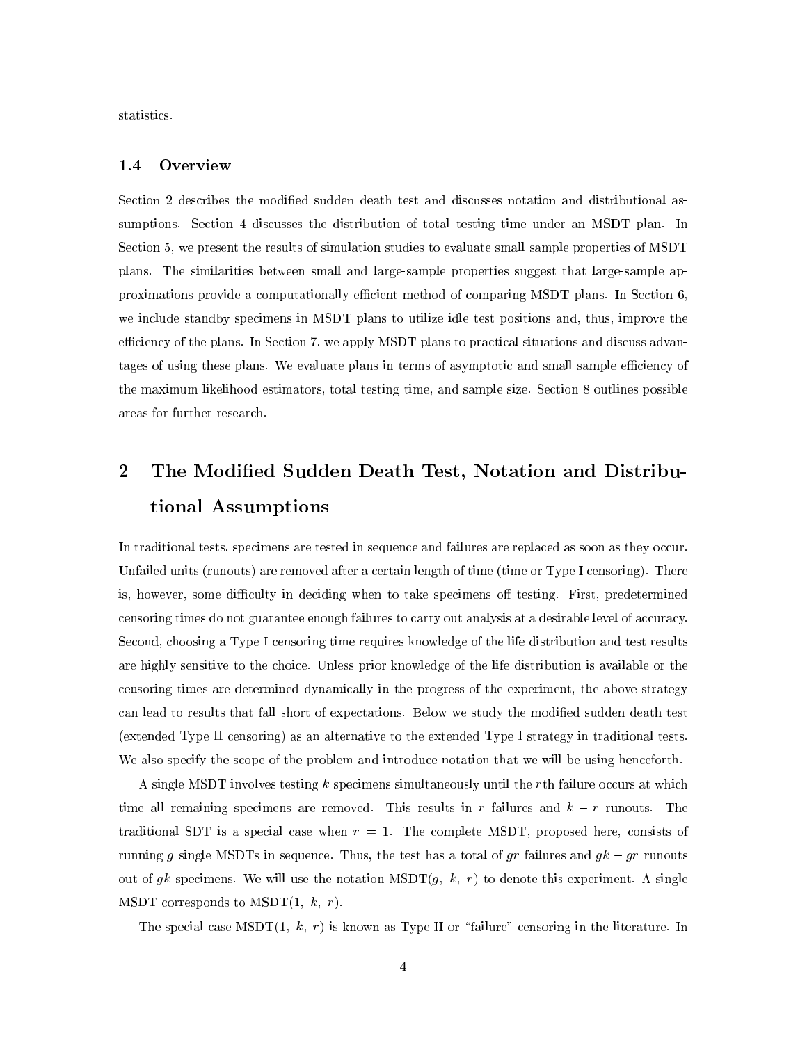statistics.

### 1.4 Overview

Section 2 describes the modified sudden death test and discusses notation and distributional assumptions. Section 4 discusses the distribution of total testing time under an MSDT plan. In Section 5, we present the results of simulation studies to evaluate small-sample properties of MSDT plans. The similarities between small and large-sample properties suggest that large-sample approximations provide a computationally efficient method of comparing MSDT plans. In Section 6, we include standby specimens in MSDT plans to utilize idle test positions and, thus, improve the efficiency of the plans. In Section 7, we apply MSDT plans to practical situations and discuss advantages of using these plans. We evaluate plans in terms of asymptotic and small-sample efficiency of the maximum likelihood estimators, total testing time, and sample size. Section 8 outlines possible areas for further research.

## 2 The Modified Sudden Death Test, Notation and Distributional Assumptions

In traditional tests, specimens are tested in sequence and failures are replaced as soon as they occur. Unfailed units (runouts) are removed after a certain length of time (time or Type I censoring). There is, however, some difficulty in deciding when to take specimens off testing. First, predetermined censoring times do not guarantee enough failures to carry out analysis at a desirable level of accuracy. Second, choosing a Type I censoring time requires knowledge of the life distribution and test results are highly sensitive to the choice. Unless prior knowledge of the life distribution is available or the censoring times are determined dynamically in the progress of the experiment, the above strategy can lead to results that fall short of expectations. Below we study the modified sudden death test (extended Type II censoring) as an alternative to the extended Type I strategy in traditional tests. We also specify the scope of the problem and introduce notation that we will be using henceforth.

A single MSDT involves testing $k$ specimens simultaneously until the $r$th failure occurs at which time all remaining specimens are removed. This results in $r$ failures and $k - r$ runouts. The traditional SDT is a special case when $r = 1$. The complete MSDT, proposed here, consists of running $g$ single MSDTs in sequence. Thus, the test has a total of $gr$ failures and $gk - gr$ runouts out of $gk$ specimens. We will use the notation MSDT($g,\ k,\ r$) to denote this experiment. A single MSDT corresponds to MSDT($1,\ k,\ r$).

The special case MSDT($1,\ k,\ r$) is known as Type II or "failure" censoring in the literature. In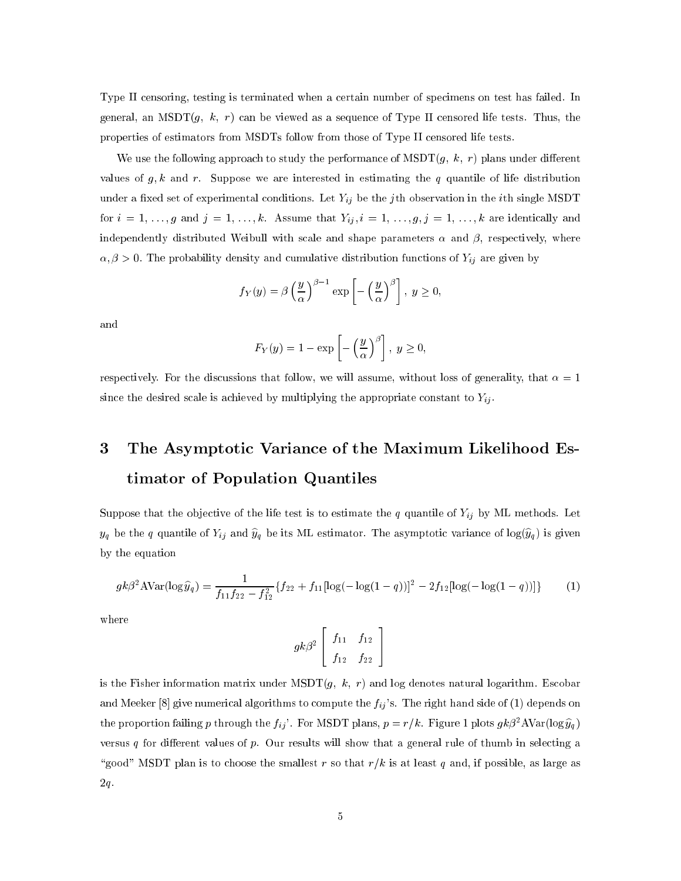Type II censoring, testing is terminated when a certain number of specimens on test has failed. In general, an MSDT($g$, $k$, $r$) can be viewed as a sequence of Type II censored life tests. Thus, the properties of estimators from MSDTs follow from those of Type II censored life tests.

We use the following approach to study the performance of MSDT($g$, $k$, $r$) plans under different values of $g, k$ and $r$. Suppose we are interested in estimating the $q$ quantile of life distribution under a fixed set of experimental conditions. Let $Y_{ij}$ be the $j$th observation in the $i$th single MSDT for $i = 1, \ldots, g$ and $j = 1, \ldots, k$. Assume that $Y_{ij}, i = 1, \ldots, g, j = 1, \ldots, k$ are identically and independently distributed Weibull with scale and shape parameters $\alpha$ and $\beta$, respectively, where $\alpha, \beta > 0$. The probability density and cumulative distribution functions of $Y_{ij}$ are given by

$$f_Y(y) = \beta \left(\frac{y}{\alpha}\right)^{\beta - 1} \exp\left[-\left(\frac{y}{\alpha}\right)^{\beta}\right],\ y \geq 0,$$

and

$$F_Y(y) = 1 - \exp\left[-\left(\frac{y}{\alpha}\right)^{\beta}\right],\ y \geq 0,$$

respectively. For the discussions that follow, we will assume, without loss of generality, that $\alpha = 1$ since the desired scale is achieved by multiplying the appropriate constant to $Y_{ij}$.

# 3 The Asymptotic Variance of the Maximum Likelihood Estimator of Population Quantiles

Suppose that the objective of the life test is to estimate the $q$ quantile of $Y_{ij}$ by ML methods. Let $y_q$ be the $q$ quantile of $Y_{ij}$ and $\widehat{y}_q$ be its ML estimator. The asymptotic variance of $\log(\widehat{y}_q)$ is given by the equation

$$gk\beta^2 \text{AVar}(\log \widehat{y}_q) = \frac{1}{f_{11}f_{22} - f_{12}^2}\{f_{22} + f_{11}[\log(-\log(1-q))]^2 - 2f_{12}[\log(-\log(1-q))]\} \qquad (1)$$

where

$$gk\beta^2 \begin{bmatrix} f_{11} & f_{12} \\ f_{12} & f_{22} \end{bmatrix}$$

is the Fisher information matrix under MSDT($g$, $k$, $r$) and log denotes natural logarithm. Escobar and Meeker [8] give numerical algorithms to compute the $f_{ij}$'s. The right hand side of (1) depends on the proportion failing $p$ through the $f_{ij}$'. For MSDT plans, $p = r/k$. Figure 1 plots $gk\beta^2 \text{AVar}(\log \widehat{y}_q)$ versus $q$ for different values of $p$. Our results will show that a general rule of thumb in selecting a "good" MSDT plan is to choose the smallest $r$ so that $r/k$ is at least $q$ and, if possible, as large as $2q$.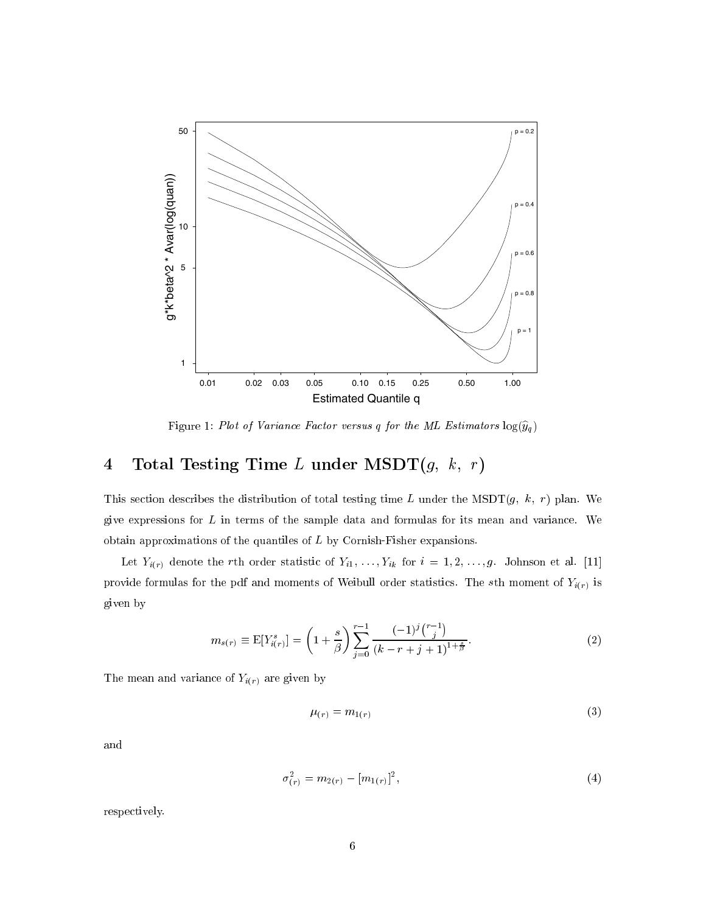Figure 1: *Plot of Variance Factor versus q for the ML Estimators* $\log(\widehat{y}_q)$

# 4 Total Testing Time $L$ under MSDT($g$, $k$, $r$)

This section describes the distribution of total testing time $L$ under the MSDT($g$, $k$, $r$) plan. We give expressions for $L$ in terms of the sample data and formulas for its mean and variance. We obtain approximations of the quantiles of $L$ by Cornish-Fisher expansions.

Let $Y_{i(r)}$ denote the $r$th order statistic of $Y_{i1}, \ldots, Y_{ik}$ for $i = 1, 2, \ldots, g$. Johnson et al. [11] provide formulas for the pdf and moments of Weibull order statistics. The $s$th moment of $Y_{i(r)}$ is given by

$$m_{s(r)} \equiv \mathrm{E}[Y_{i(r)}^s] = \left(1 + \frac{s}{\beta}\right) \sum_{j=0}^{r-1} \frac{(-1)^j \binom{r-1}{j}}{(k - r + j + 1)^{1+\frac{s}{\beta}}}. \tag{2}$$

The mean and variance of $Y_{i(r)}$ are given by

$$\mu_{(r)} = m_{1(r)} \tag{3}$$

and

$$\sigma_{(r)}^2 = m_{2(r)} - [m_{1(r)}]^2, \tag{4}$$

respectively.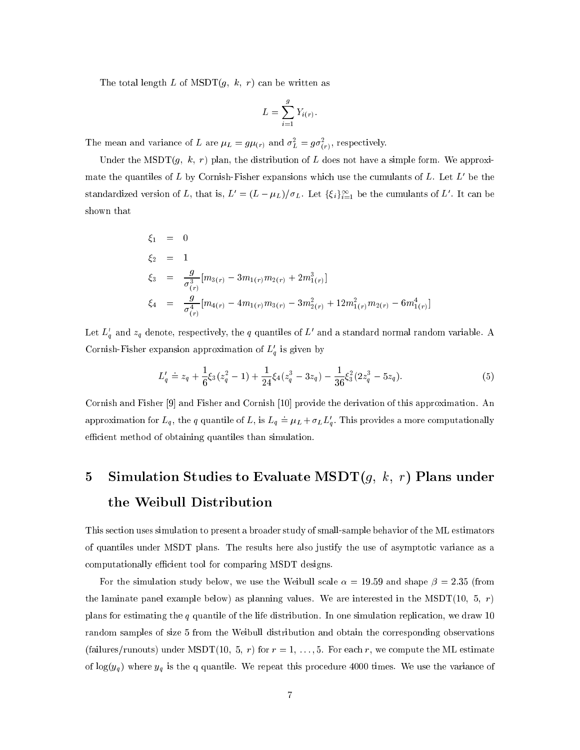The total length $L$ of MSDT$(g,\ k,\ r)$ can be written as

$$L = \sum_{i=1}^{g} Y_{i(r)}.$$

The mean and variance of $L$ are $\mu_L = g\mu_{(r)}$ and $\sigma_L^2 = g\sigma_{(r)}^2$, respectively.

Under the MSDT$(g,\ k,\ r)$ plan, the distribution of $L$ does not have a simple form. We approximate the quantiles of $L$ by Cornish-Fisher expansions which use the cumulants of $L$. Let $L'$ be the standardized version of $L$, that is, $L' = (L - \mu_L)/\sigma_L$. Let $\{\xi_i\}_{i=1}^{\infty}$ be the cumulants of $L'$. It can be shown that

$$\begin{aligned}
\xi_1 &= 0 \\
\xi_2 &= 1 \\
\xi_3 &= \frac{g}{\sigma_{(r)}^3}[m_{3(r)} - 3m_{1(r)}m_{2(r)} + 2m_{1(r)}^3] \\
\xi_4 &= \frac{g}{\sigma_{(r)}^4}[m_{4(r)} - 4m_{1(r)}m_{3(r)} - 3m_{2(r)}^2 + 12m_{1(r)}^2 m_{2(r)} - 6m_{1(r)}^4]
\end{aligned}$$

Let $L_q'$ and $z_q$ denote, respectively, the $q$ quantiles of $L'$ and a standard normal random variable. A Cornish-Fisher expansion approximation of $L_q'$ is given by

$$L_q' \doteq z_q + \frac{1}{6}\xi_3(z_q^2 - 1) + \frac{1}{24}\xi_4(z_q^3 - 3z_q) - \frac{1}{36}\xi_3^2(2z_q^3 - 5z_q). \tag{5}$$

Cornish and Fisher [9] and Fisher and Cornish [10] provide the derivation of this approximation. An approximation for $L_q$, the $q$ quantile of $L$, is $L_q \doteq \mu_L + \sigma_L L_q'$. This provides a more computationally efficient method of obtaining quantiles than simulation.

# 5 Simulation Studies to Evaluate MSDT$(g,\ k,\ r)$ Plans under the Weibull Distribution

This section uses simulation to present a broader study of small-sample behavior of the ML estimators of quantiles under MSDT plans. The results here also justify the use of asymptotic variance as a computationally efficient tool for comparing MSDT designs.

For the simulation study below, we use the Weibull scale $\alpha = 19.59$ and shape $\beta = 2.35$ (from the laminate panel example below) as planning values. We are interested in the MSDT$(10,\ 5,\ r)$ plans for estimating the $q$ quantile of the life distribution. In one simulation replication, we draw 10 random samples of size 5 from the Weibull distribution and obtain the corresponding observations (failures/runouts) under MSDT$(10,\ 5,\ r)$ for $r = 1,\ \ldots, 5$. For each $r$, we compute the ML estimate of $\log(y_q)$ where $y_q$ is the q quantile. We repeat this procedure 4000 times. We use the variance of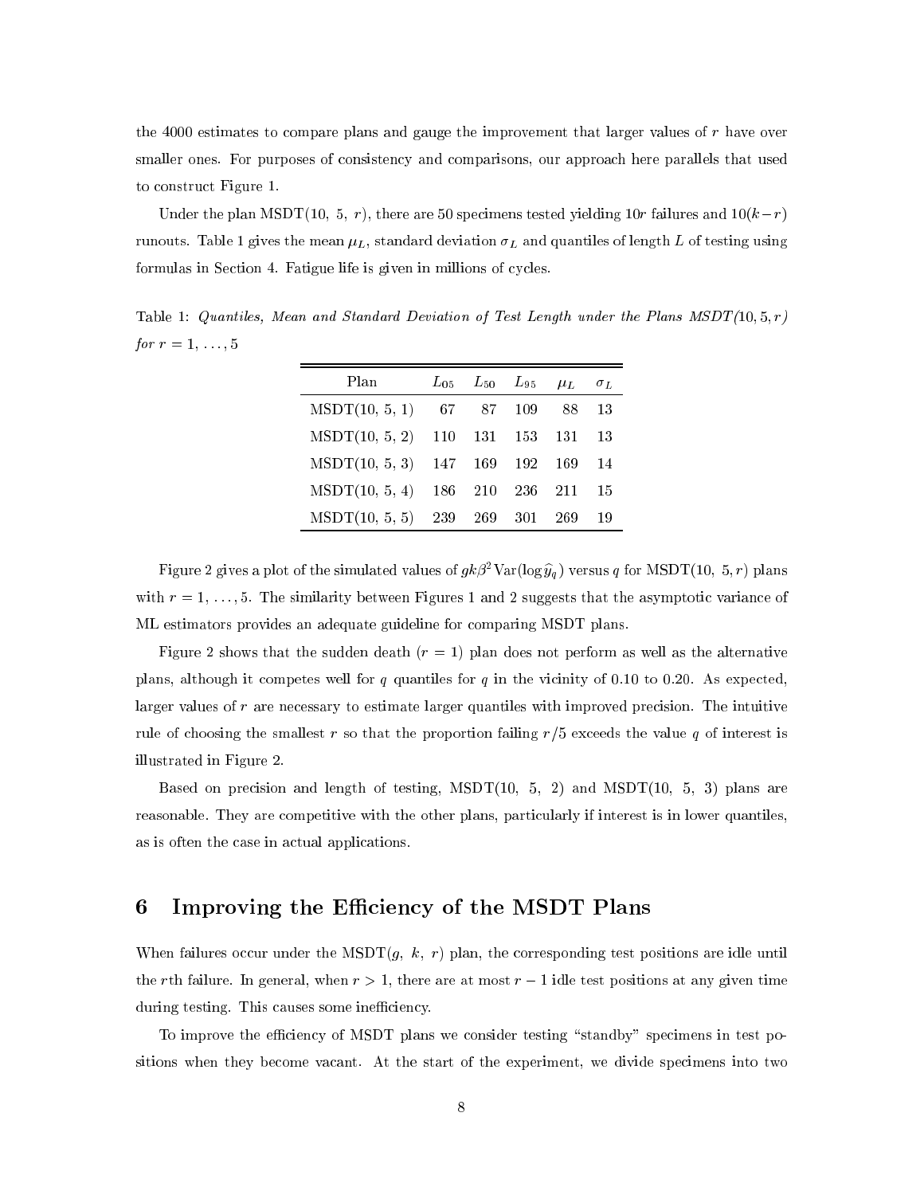the 4000 estimates to compare plans and gauge the improvement that larger values of $r$ have over smaller ones. For purposes of consistency and comparisons, our approach here parallels that used to construct Figure 1.

Under the plan MSDT(10, 5, $r$), there are 50 specimens tested yielding $10r$ failures and $10(k-r)$ runouts. Table 1 gives the mean $\mu_L$, standard deviation $\sigma_L$ and quantiles of length $L$ of testing using formulas in Section 4. Fatigue life is given in millions of cycles.

Table 1: *Quantiles, Mean and Standard Deviation of Test Length under the Plans MSDT(10, 5, r) for $r = 1, \ldots, 5$*

| Plan | $L_{05}$ | $L_{50}$ | $L_{95}$ | $\mu_L$ | $\sigma_L$ |
|---|---|---|---|---|---|
| MSDT(10, 5, 1) | 67 | 87 | 109 | 88 | 13 |
| MSDT(10, 5, 2) | 110 | 131 | 153 | 131 | 13 |
| MSDT(10, 5, 3) | 147 | 169 | 192 | 169 | 14 |
| MSDT(10, 5, 4) | 186 | 210 | 236 | 211 | 15 |
| MSDT(10, 5, 5) | 239 | 269 | 301 | 269 | 19 |

Figure 2 gives a plot of the simulated values of $gk\beta^2 \mathrm{Var}(\log \widehat{y}_q)$ versus $q$ for MSDT(10, 5, $r$) plans with $r = 1, \ldots, 5$. The similarity between Figures 1 and 2 suggests that the asymptotic variance of ML estimators provides an adequate guideline for comparing MSDT plans.

Figure 2 shows that the sudden death ($r = 1$) plan does not perform as well as the alternative plans, although it competes well for $q$ quantiles for $q$ in the vicinity of 0.10 to 0.20. As expected, larger values of $r$ are necessary to estimate larger quantiles with improved precision. The intuitive rule of choosing the smallest $r$ so that the proportion failing $r/5$ exceeds the value $q$ of interest is illustrated in Figure 2.

Based on precision and length of testing, MSDT(10, 5, 2) and MSDT(10, 5, 3) plans are reasonable. They are competitive with the other plans, particularly if interest is in lower quantiles, as is often the case in actual applications.

# 6 Improving the Efficiency of the MSDT Plans

When failures occur under the MSDT($g$, $k$, $r$) plan, the corresponding test positions are idle until the $r$th failure. In general, when $r > 1$, there are at most $r - 1$ idle test positions at any given time during testing. This causes some inefficiency.

To improve the efficiency of MSDT plans we consider testing "standby" specimens in test positions when they become vacant. At the start of the experiment, we divide specimens into two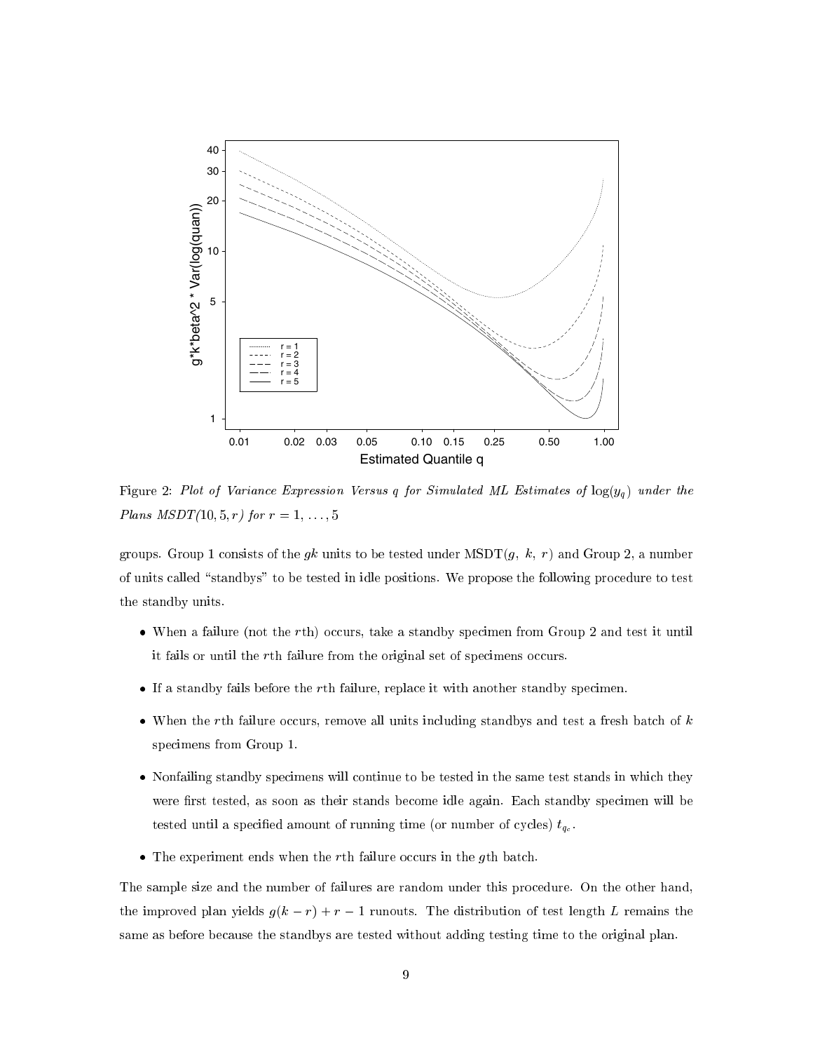Figure 2: *Plot of Variance Expression Versus q for Simulated ML Estimates of* $\log(y_q)$ *under the Plans MSDT(10, 5, r) for* $r = 1, \ldots, 5$

groups. Group 1 consists of the $gk$ units to be tested under MSDT($g$, $k$, $r$) and Group 2, a number of units called "standbys" to be tested in idle positions. We propose the following procedure to test the standby units.

- When a failure (not the $r$th) occurs, take a standby specimen from Group 2 and test it until it fails or until the $r$th failure from the original set of specimens occurs.
- If a standby fails before the $r$th failure, replace it with another standby specimen.
- When the $r$th failure occurs, remove all units including standbys and test a fresh batch of $k$ specimens from Group 1.
- Nonfailing standby specimens will continue to be tested in the same test stands in which they were first tested, as soon as their stands become idle again. Each standby specimen will be tested until a specified amount of running time (or number of cycles) $t_{q_c}$.
- The experiment ends when the $r$th failure occurs in the $g$th batch.

The sample size and the number of failures are random under this procedure. On the other hand, the improved plan yields $g(k - r) + r - 1$ runouts. The distribution of test length $L$ remains the same as before because the standbys are tested without adding testing time to the original plan.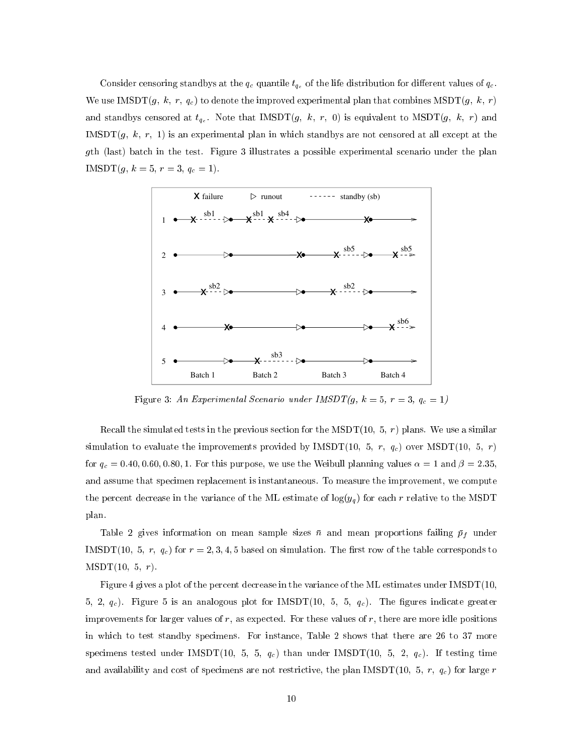Consider censoring standbys at the $q_c$ quantile $t_{q_c}$ of the life distribution for different values of $q_c$. We use IMSDT($g$, $k$, $r$, $q_c$) to denote the improved experimental plan that combines MSDT($g$, $k$, $r$) and standbys censored at $t_{q_c}$. Note that IMSDT($g$, $k$, $r$, 0) is equivalent to MSDT($g$, $k$, $r$) and IMSDT($g$, $k$, $r$, 1) is an experimental plan in which standbys are not censored at all except at the $g$th (last) batch in the test. Figure 3 illustrates a possible experimental scenario under the plan IMSDT($g$, $k = 5$, $r = 3$, $q_c = 1$).

Figure 3: *An Experimental Scenario under IMSDT($g$, $k = 5$, $r = 3$, $q_c = 1$)*

Recall the simulated tests in the previous section for the MSDT(10, 5, $r$) plans. We use a similar simulation to evaluate the improvements provided by IMSDT(10, 5, $r$, $q_c$) over MSDT(10, 5, $r$) for $q_c = 0.40, 0.60, 0.80, 1$. For this purpose, we use the Weibull planning values $\alpha = 1$ and $\beta = 2.35$, and assume that specimen replacement is instantaneous. To measure the improvement, we compute the percent decrease in the variance of the ML estimate of $\log(y_q)$ for each $r$ relative to the MSDT plan.

Table 2 gives information on mean sample sizes $\bar{n}$ and mean proportions failing $\bar{p}_f$ under IMSDT(10, 5, $r$, $q_c$) for $r = 2, 3, 4, 5$ based on simulation. The first row of the table corresponds to MSDT(10, 5, $r$).

Figure 4 gives a plot of the percent decrease in the variance of the ML estimates under IMSDT(10, 5, 2, $q_c$). Figure 5 is an analogous plot for IMSDT(10, 5, 5, $q_c$). The figures indicate greater improvements for larger values of $r$, as expected. For these values of $r$, there are more idle positions in which to test standby specimens. For instance, Table 2 shows that there are 26 to 37 more specimens tested under IMSDT(10, 5, 5, $q_c$) than under IMSDT(10, 5, 2, $q_c$). If testing time and availability and cost of specimens are not restrictive, the plan IMSDT(10, 5, $r$, $q_c$) for large $r$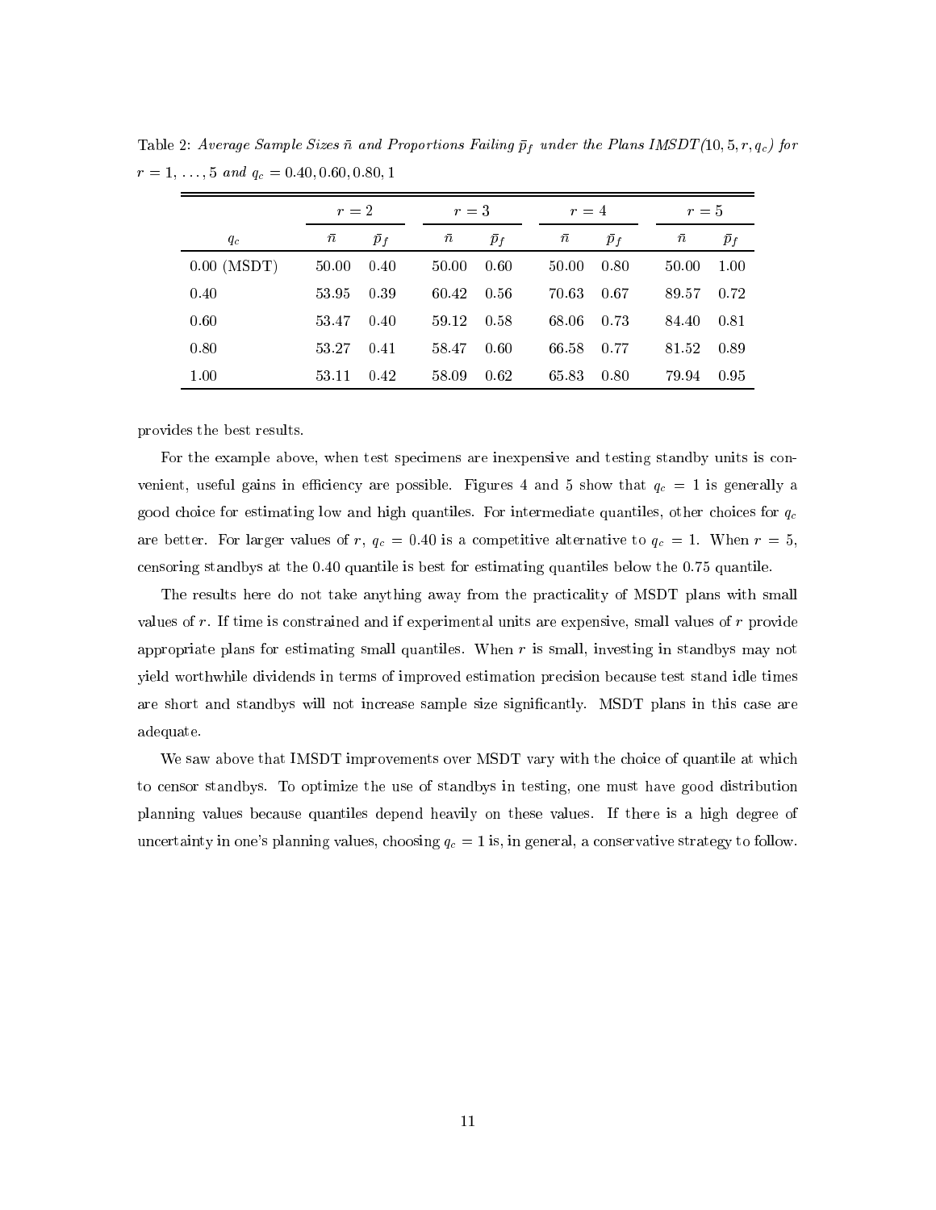Table 2: *Average Sample Sizes $\bar{n}$ and Proportions Failing $\bar{p}_f$ under the Plans IMSDT(10, 5, $r$, $q_c$) for $r = 1, \ldots, 5$ and $q_c = 0.40, 0.60, 0.80, 1$*

| | $r=2$ | | $r=3$ | | $r=4$ | | $r=5$ | |
|---|---|---|---|---|---|---|---|---|
| $q_c$ | $\bar{n}$ | $\bar{p}_f$ | $\bar{n}$ | $\bar{p}_f$ | $\bar{n}$ | $\bar{p}_f$ | $\bar{n}$ | $\bar{p}_f$ |
| 0.00 (MSDT) | 50.00 | 0.40 | 50.00 | 0.60 | 50.00 | 0.80 | 50.00 | 1.00 |
| 0.40 | 53.95 | 0.39 | 60.42 | 0.56 | 70.63 | 0.67 | 89.57 | 0.72 |
| 0.60 | 53.47 | 0.40 | 59.12 | 0.58 | 68.06 | 0.73 | 84.40 | 0.81 |
| 0.80 | 53.27 | 0.41 | 58.47 | 0.60 | 66.58 | 0.77 | 81.52 | 0.89 |
| 1.00 | 53.11 | 0.42 | 58.09 | 0.62 | 65.83 | 0.80 | 79.94 | 0.95 |

provides the best results.

For the example above, when test specimens are inexpensive and testing standby units is convenient, useful gains in efficiency are possible. Figures 4 and 5 show that $q_c = 1$ is generally a good choice for estimating low and high quantiles. For intermediate quantiles, other choices for $q_c$ are better. For larger values of $r$, $q_c = 0.40$ is a competitive alternative to $q_c = 1$. When $r = 5$, censoring standbys at the 0.40 quantile is best for estimating quantiles below the 0.75 quantile.

The results here do not take anything away from the practicality of MSDT plans with small values of $r$. If time is constrained and if experimental units are expensive, small values of $r$ provide appropriate plans for estimating small quantiles. When $r$ is small, investing in standbys may not yield worthwhile dividends in terms of improved estimation precision because test stand idle times are short and standbys will not increase sample size significantly. MSDT plans in this case are adequate.

We saw above that IMSDT improvements over MSDT vary with the choice of quantile at which to censor standbys. To optimize the use of standbys in testing, one must have good distribution planning values because quantiles depend heavily on these values. If there is a high degree of uncertainty in one's planning values, choosing $q_c = 1$ is, in general, a conservative strategy to follow.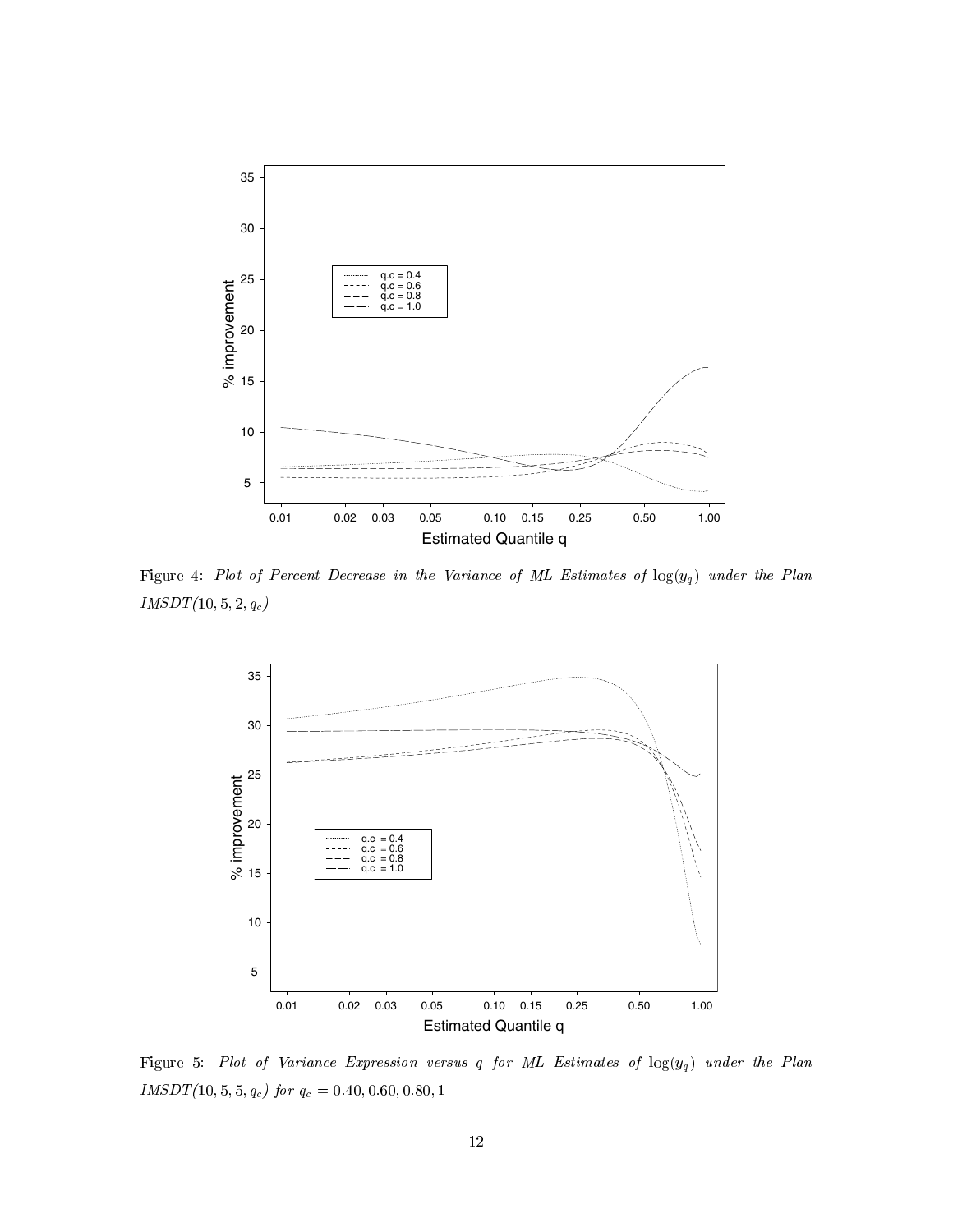Figure 4: *Plot of Percent Decrease in the Variance of ML Estimates of* $\log(y_q)$ *under the Plan* *IMSDT*$(10, 5, 2, q_c)$

Figure 5: *Plot of Variance Expression versus q for ML Estimates of* $\log(y_q)$ *under the Plan* *IMSDT*$(10, 5, 5, q_c)$ *for* $q_c = 0.40, 0.60, 0.80, 1$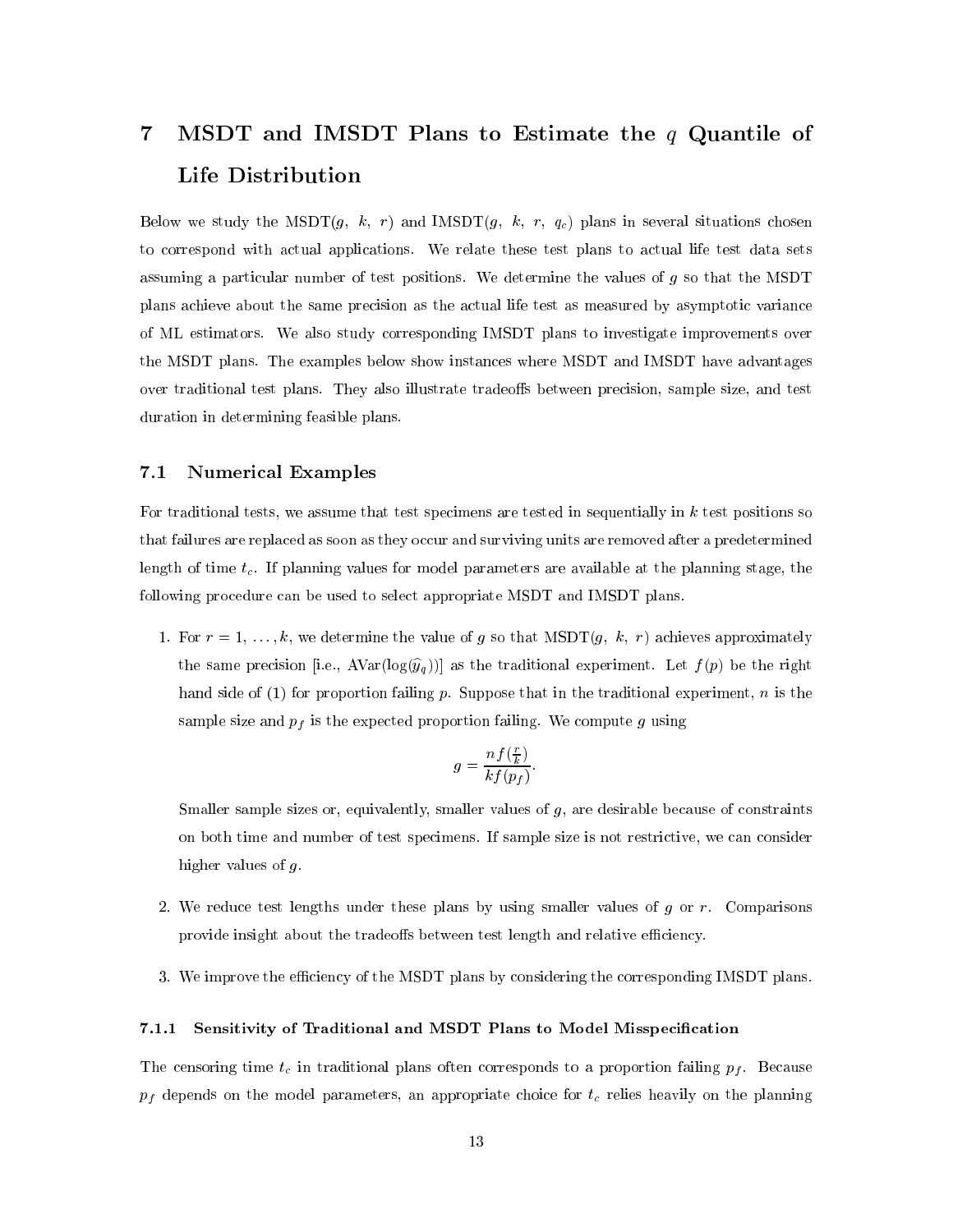# 7 MSDT and IMSDT Plans to Estimate the $q$ Quantile of Life Distribution

Below we study the MSDT($g$, $k$, $r$) and IMSDT($g$, $k$, $r$, $q_c$) plans in several situations chosen to correspond with actual applications. We relate these test plans to actual life test data sets assuming a particular number of test positions. We determine the values of $g$ so that the MSDT plans achieve about the same precision as the actual life test as measured by asymptotic variance of ML estimators. We also study corresponding IMSDT plans to investigate improvements over the MSDT plans. The examples below show instances where MSDT and IMSDT have advantages over traditional test plans. They also illustrate tradeoffs between precision, sample size, and test duration in determining feasible plans.

## 7.1 Numerical Examples

For traditional tests, we assume that test specimens are tested in sequentially in $k$ test positions so that failures are replaced as soon as they occur and surviving units are removed after a predetermined length of time $t_c$. If planning values for model parameters are available at the planning stage, the following procedure can be used to select appropriate MSDT and IMSDT plans.

1. For $r = 1, \ldots, k$, we determine the value of $g$ so that MSDT($g$, $k$, $r$) achieves approximately the same precision [i.e., $\text{AVar}(\log(\widehat{y}_q))$] as the traditional experiment. Let $f(p)$ be the right hand side of (1) for proportion failing $p$. Suppose that in the traditional experiment, $n$ is the sample size and $p_f$ is the expected proportion failing. We compute $g$ using

$$g = \frac{n f(\frac{r}{k})}{k f(p_f)}.$$

   Smaller sample sizes or, equivalently, smaller values of $g$, are desirable because of constraints on both time and number of test specimens. If sample size is not restrictive, we can consider higher values of $g$.

2. We reduce test lengths under these plans by using smaller values of $g$ or $r$. Comparisons provide insight about the tradeoffs between test length and relative efficiency.

3. We improve the efficiency of the MSDT plans by considering the corresponding IMSDT plans.

### 7.1.1 Sensitivity of Traditional and MSDT Plans to Model Misspecification

The censoring time $t_c$ in traditional plans often corresponds to a proportion failing $p_f$. Because $p_f$ depends on the model parameters, an appropriate choice for $t_c$ relies heavily on the planning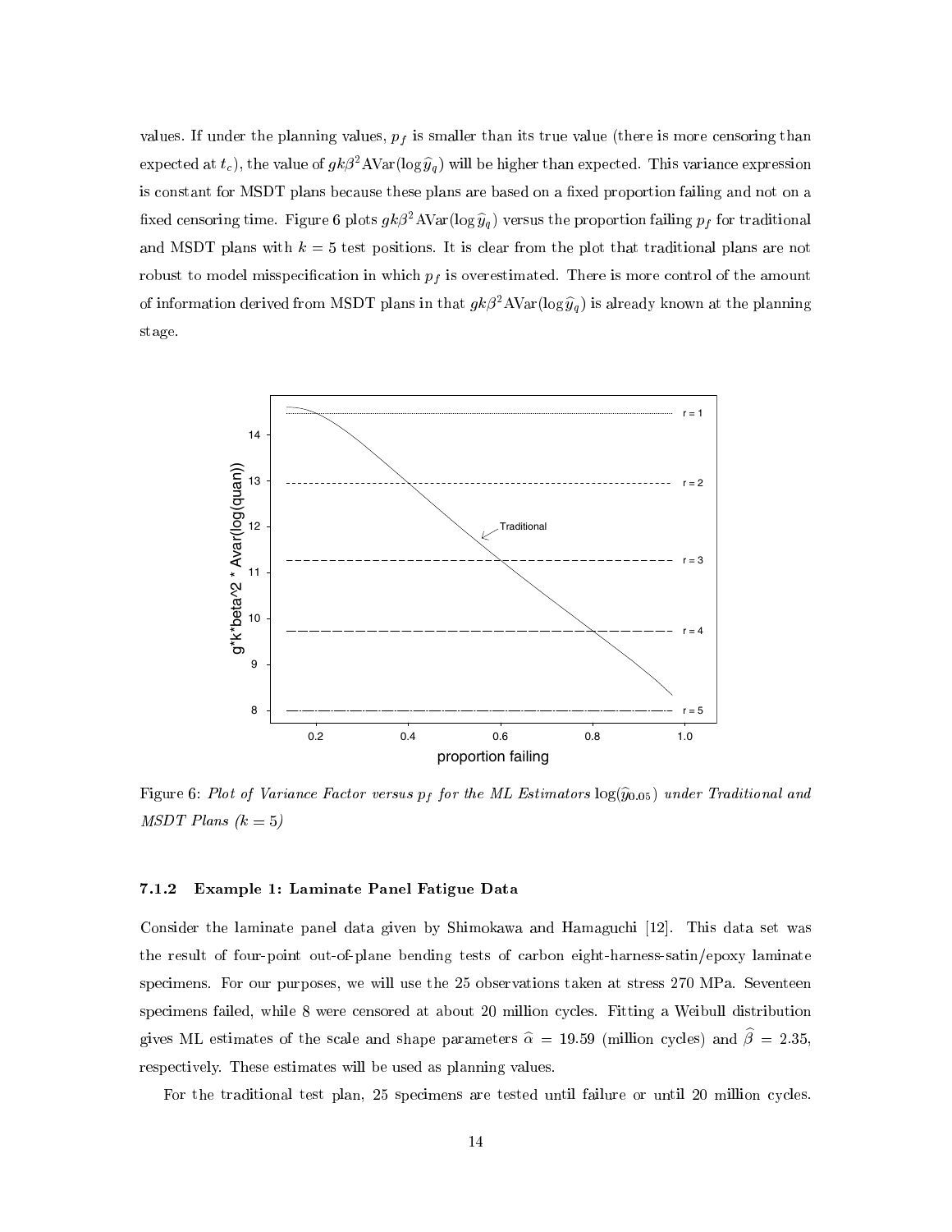values. If under the planning values, $p_f$ is smaller than its true value (there is more censoring than expected at $t_c$), the value of $gk\beta^2\text{AVar}(\log \widehat{y}_q)$ will be higher than expected. This variance expression is constant for MSDT plans because these plans are based on a fixed proportion failing and not on a fixed censoring time. Figure 6 plots $gk\beta^2\text{AVar}(\log \widehat{y}_q)$ versus the proportion failing $p_f$ for traditional and MSDT plans with $k = 5$ test positions. It is clear from the plot that traditional plans are not robust to model misspecification in which $p_f$ is overestimated. There is more control of the amount of information derived from MSDT plans in that $gk\beta^2\text{AVar}(\log \widehat{y}_q)$ is already known at the planning stage.

Figure 6: *Plot of Variance Factor versus $p_f$ for the ML Estimators $\log(\widehat{y}_{0.05})$ under Traditional and MSDT Plans ($k = 5$)*

#### 7.1.2 Example 1: Laminate Panel Fatigue Data

Consider the laminate panel data given by Shimokawa and Hamaguchi [12]. This data set was the result of four-point out-of-plane bending tests of carbon eight-harness-satin/epoxy laminate specimens. For our purposes, we will use the 25 observations taken at stress 270 MPa. Seventeen specimens failed, while 8 were censored at about 20 million cycles. Fitting a Weibull distribution gives ML estimates of the scale and shape parameters $\widehat{\alpha} = 19.59$ (million cycles) and $\widehat{\beta} = 2.35$, respectively. These estimates will be used as planning values.

For the traditional test plan, 25 specimens are tested until failure or until 20 million cycles.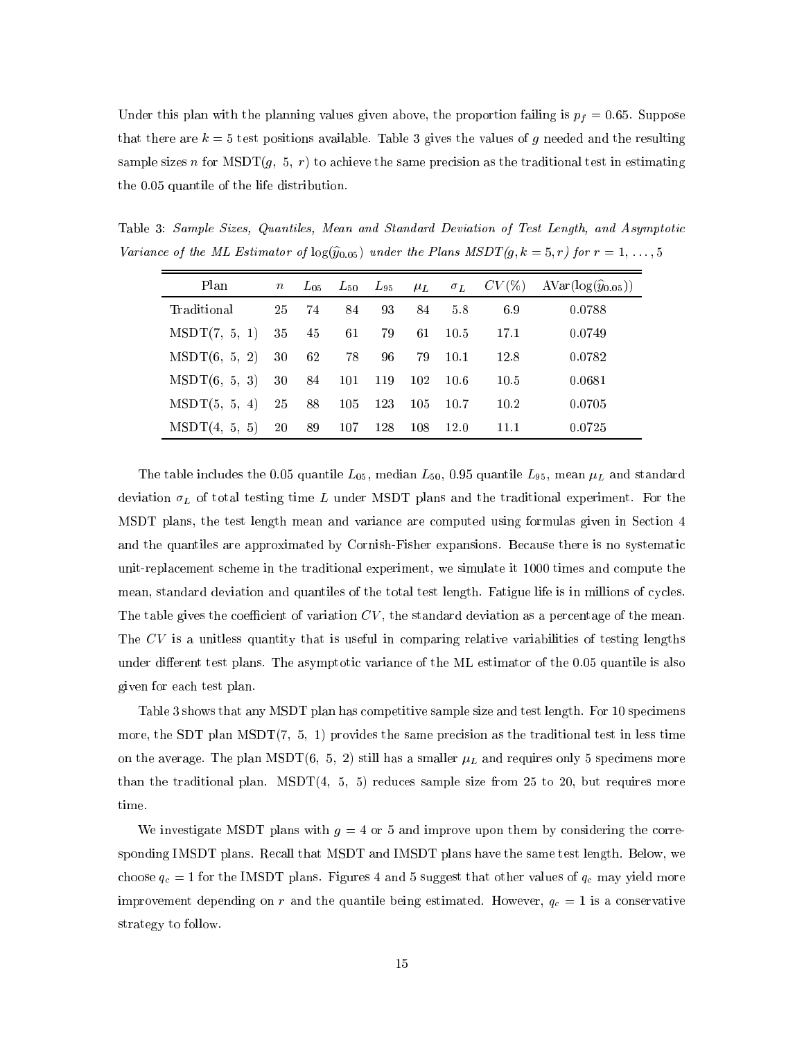Under this plan with the planning values given above, the proportion failing is $p_f = 0.65$. Suppose that there are $k = 5$ test positions available. Table 3 gives the values of $g$ needed and the resulting sample sizes $n$ for MSDT($g$, 5, $r$) to achieve the same precision as the traditional test in estimating the 0.05 quantile of the life distribution.

Table 3: *Sample Sizes, Quantiles, Mean and Standard Deviation of Test Length, and Asymptotic Variance of the ML Estimator of* $\log(\widehat{y}_{0.05})$ *under the Plans MSDT*$(g, k = 5, r)$ *for* $r = 1, \ldots, 5$

| Plan | $n$ | $L_{05}$ | $L_{50}$ | $L_{95}$ | $\mu_L$ | $\sigma_L$ | $CV(\%)$ | AVar($\log(\widehat{y}_{0.05})$) |
|---|---|---|---|---|---|---|---|---|
| Traditional | 25 | 74 | 84 | 93 | 84 | 5.8 | 6.9 | 0.0788 |
| MSDT(7, 5, 1) | 35 | 45 | 61 | 79 | 61 | 10.5 | 17.1 | 0.0749 |
| MSDT(6, 5, 2) | 30 | 62 | 78 | 96 | 79 | 10.1 | 12.8 | 0.0782 |
| MSDT(6, 5, 3) | 30 | 84 | 101 | 119 | 102 | 10.6 | 10.5 | 0.0681 |
| MSDT(5, 5, 4) | 25 | 88 | 105 | 123 | 105 | 10.7 | 10.2 | 0.0705 |
| MSDT(4, 5, 5) | 20 | 89 | 107 | 128 | 108 | 12.0 | 11.1 | 0.0725 |

The table includes the 0.05 quantile $L_{05}$, median $L_{50}$, 0.95 quantile $L_{95}$, mean $\mu_L$ and standard deviation $\sigma_L$ of total testing time $L$ under MSDT plans and the traditional experiment. For the MSDT plans, the test length mean and variance are computed using formulas given in Section 4 and the quantiles are approximated by Cornish-Fisher expansions. Because there is no systematic unit-replacement scheme in the traditional experiment, we simulate it 1000 times and compute the mean, standard deviation and quantiles of the total test length. Fatigue life is in millions of cycles. The table gives the coefficient of variation $CV$, the standard deviation as a percentage of the mean. The $CV$ is a unitless quantity that is useful in comparing relative variabilities of testing lengths under different test plans. The asymptotic variance of the ML estimator of the 0.05 quantile is also given for each test plan.

Table 3 shows that any MSDT plan has competitive sample size and test length. For 10 specimens more, the SDT plan MSDT(7, 5, 1) provides the same precision as the traditional test in less time on the average. The plan MSDT(6, 5, 2) still has a smaller $\mu_L$ and requires only 5 specimens more than the traditional plan. MSDT(4, 5, 5) reduces sample size from 25 to 20, but requires more time.

We investigate MSDT plans with $g = 4$ or 5 and improve upon them by considering the corresponding IMSDT plans. Recall that MSDT and IMSDT plans have the same test length. Below, we choose $q_c = 1$ for the IMSDT plans. Figures 4 and 5 suggest that other values of $q_c$ may yield more improvement depending on $r$ and the quantile being estimated. However, $q_c = 1$ is a conservative strategy to follow.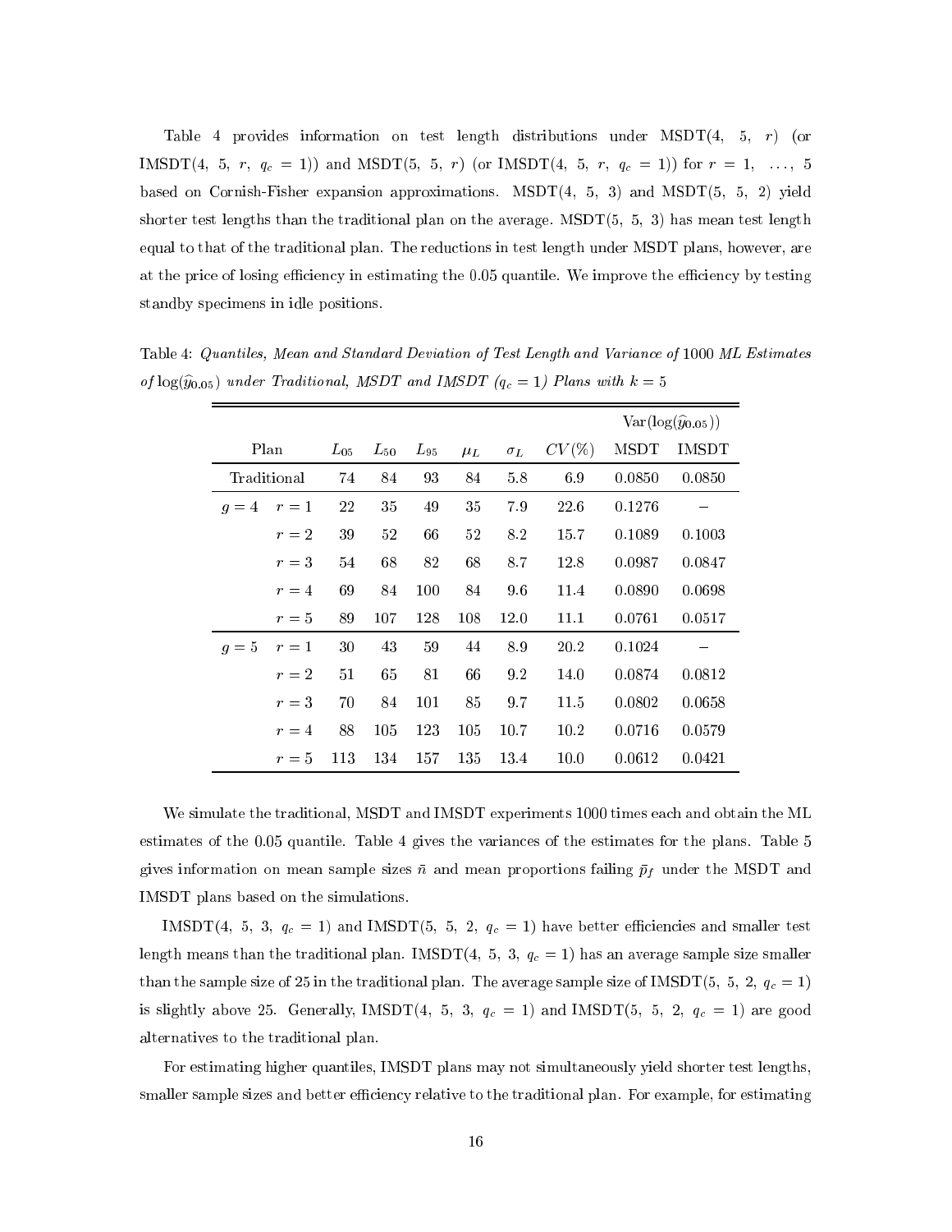Table 4 provides information on test length distributions under MSDT(4, 5, $r$) (or IMSDT(4, 5, $r$, $q_c = 1$)) and MSDT(5, 5, $r$) (or IMSDT(4, 5, $r$, $q_c = 1$)) for $r = 1, \ldots, 5$ based on Cornish-Fisher expansion approximations. MSDT(4, 5, 3) and MSDT(5, 5, 2) yield shorter test lengths than the traditional plan on the average. MSDT(5, 5, 3) has mean test length equal to that of the traditional plan. The reductions in test length under MSDT plans, however, are at the price of losing efficiency in estimating the 0.05 quantile. We improve the efficiency by testing standby specimens in idle positions.

Table 4: *Quantiles, Mean and Standard Deviation of Test Length and Variance of* 1000 *ML Estimates of* $\log(\widehat{y}_{0.05})$ *under Traditional, MSDT and IMSDT ($q_c = 1$) Plans with $k = 5$*

| Plan | | $L_{05}$ | $L_{50}$ | $L_{95}$ | $\mu_L$ | $\sigma_L$ | $CV(\%)$ | $\mathrm{Var}(\log(\widehat{y}_{0.05}))$ MSDT | $\mathrm{Var}(\log(\widehat{y}_{0.05}))$ IMSDT |
|---|---|---|---|---|---|---|---|---|---|
| Traditional | | 74 | 84 | 93 | 84 | 5.8 | 6.9 | 0.0850 | 0.0850 |
| $g = 4$ | $r = 1$ | 22 | 35 | 49 | 35 | 7.9 | 22.6 | 0.1276 | – |
| | $r = 2$ | 39 | 52 | 66 | 52 | 8.2 | 15.7 | 0.1089 | 0.1003 |
| | $r = 3$ | 54 | 68 | 82 | 68 | 8.7 | 12.8 | 0.0987 | 0.0847 |
| | $r = 4$ | 69 | 84 | 100 | 84 | 9.6 | 11.4 | 0.0890 | 0.0698 |
| | $r = 5$ | 89 | 107 | 128 | 108 | 12.0 | 11.1 | 0.0761 | 0.0517 |
| $g = 5$ | $r = 1$ | 30 | 43 | 59 | 44 | 8.9 | 20.2 | 0.1024 | – |
| | $r = 2$ | 51 | 65 | 81 | 66 | 9.2 | 14.0 | 0.0874 | 0.0812 |
| | $r = 3$ | 70 | 84 | 101 | 85 | 9.7 | 11.5 | 0.0802 | 0.0658 |
| | $r = 4$ | 88 | 105 | 123 | 105 | 10.7 | 10.2 | 0.0716 | 0.0579 |
| | $r = 5$ | 113 | 134 | 157 | 135 | 13.4 | 10.0 | 0.0612 | 0.0421 |

We simulate the traditional, MSDT and IMSDT experiments 1000 times each and obtain the ML estimates of the 0.05 quantile. Table 4 gives the variances of the estimates for the plans. Table 5 gives information on mean sample sizes $\bar{n}$ and mean proportions failing $\bar{p}_f$ under the MSDT and IMSDT plans based on the simulations.

IMSDT(4, 5, 3, $q_c = 1$) and IMSDT(5, 5, 2, $q_c = 1$) have better efficiencies and smaller test length means than the traditional plan. IMSDT(4, 5, 3, $q_c = 1$) has an average sample size smaller than the sample size of 25 in the traditional plan. The average sample size of IMSDT(5, 5, 2, $q_c = 1$) is slightly above 25. Generally, IMSDT(4, 5, 3, $q_c = 1$) and IMSDT(5, 5, 2, $q_c = 1$) are good alternatives to the traditional plan.

For estimating higher quantiles, IMSDT plans may not simultaneously yield shorter test lengths, smaller sample sizes and better efficiency relative to the traditional plan. For example, for estimating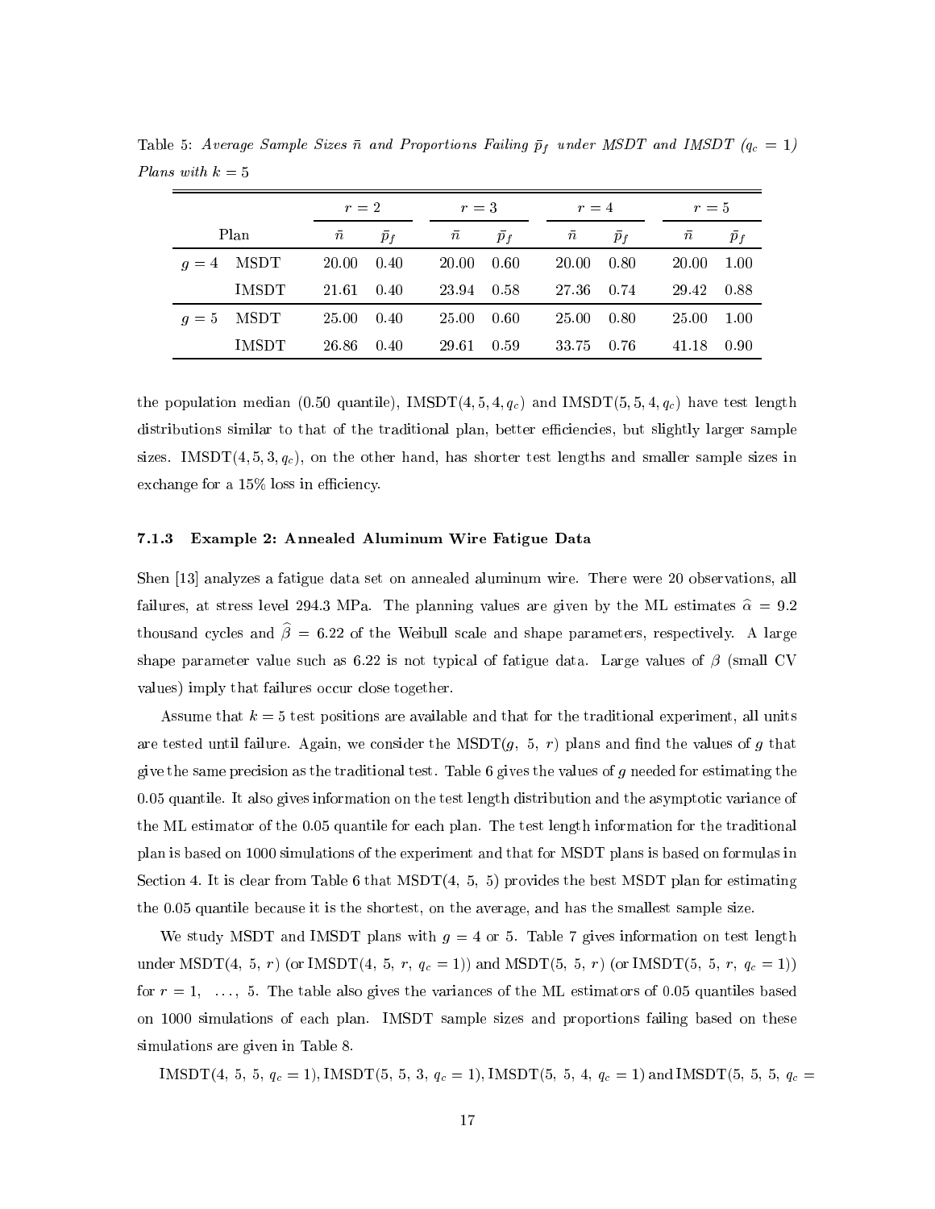Table 5: *Average Sample Sizes $\bar{n}$ and Proportions Failing $\bar{p}_f$ under MSDT and IMSDT ($q_c = 1$) Plans with $k = 5$*

| Plan | | $r = 2$ | | $r = 3$ | | $r = 4$ | | $r = 5$ | |
|---|---|---|---|---|---|---|---|---|---|
| | | $\bar{n}$ | $\bar{p}_f$ | $\bar{n}$ | $\bar{p}_f$ | $\bar{n}$ | $\bar{p}_f$ | $\bar{n}$ | $\bar{p}_f$ |
| $g = 4$ | MSDT | 20.00 | 0.40 | 20.00 | 0.60 | 20.00 | 0.80 | 20.00 | 1.00 |
| | IMSDT | 21.61 | 0.40 | 23.94 | 0.58 | 27.36 | 0.74 | 29.42 | 0.88 |
| $g = 5$ | MSDT | 25.00 | 0.40 | 25.00 | 0.60 | 25.00 | 0.80 | 25.00 | 1.00 |
| | IMSDT | 26.86 | 0.40 | 29.61 | 0.59 | 33.75 | 0.76 | 41.18 | 0.90 |

the population median (0.50 quantile), IMSDT$(4, 5, 4, q_c)$ and IMSDT$(5, 5, 4, q_c)$ have test length distributions similar to that of the traditional plan, better efficiencies, but slightly larger sample sizes. IMSDT$(4, 5, 3, q_c)$, on the other hand, has shorter test lengths and smaller sample sizes in exchange for a 15% loss in efficiency.

### 7.1.3 Example 2: Annealed Aluminum Wire Fatigue Data

Shen [13] analyzes a fatigue data set on annealed aluminum wire. There were 20 observations, all failures, at stress level 294.3 MPa. The planning values are given by the ML estimates $\widehat{\alpha} = 9.2$ thousand cycles and $\widehat{\beta} = 6.22$ of the Weibull scale and shape parameters, respectively. A large shape parameter value such as 6.22 is not typical of fatigue data. Large values of $\beta$ (small CV values) imply that failures occur close together.

Assume that $k = 5$ test positions are available and that for the traditional experiment, all units are tested until failure. Again, we consider the MSDT$(g,\ 5,\ r)$ plans and find the values of $g$ that give the same precision as the traditional test. Table 6 gives the values of $g$ needed for estimating the 0.05 quantile. It also gives information on the test length distribution and the asymptotic variance of the ML estimator of the 0.05 quantile for each plan. The test length information for the traditional plan is based on 1000 simulations of the experiment and that for MSDT plans is based on formulas in Section 4. It is clear from Table 6 that MSDT(4, 5, 5) provides the best MSDT plan for estimating the 0.05 quantile because it is the shortest, on the average, and has the smallest sample size.

We study MSDT and IMSDT plans with $g = 4$ or 5. Table 7 gives information on test length under MSDT$(4,\ 5,\ r)$ (or IMSDT$(4,\ 5,\ r,\ q_c = 1)$) and MSDT$(5,\ 5,\ r)$ (or IMSDT$(5,\ 5,\ r,\ q_c = 1)$) for $r = 1,\ \ldots,\ 5$. The table also gives the variances of the ML estimators of 0.05 quantiles based on 1000 simulations of each plan. IMSDT sample sizes and proportions failing based on these simulations are given in Table 8.

IMSDT$(4,\ 5,\ 5,\ q_c = 1)$, IMSDT$(5,\ 5,\ 3,\ q_c = 1)$, IMSDT$(5,\ 5,\ 4,\ q_c = 1)$ and IMSDT$(5,\ 5,\ 5,\ q_c =$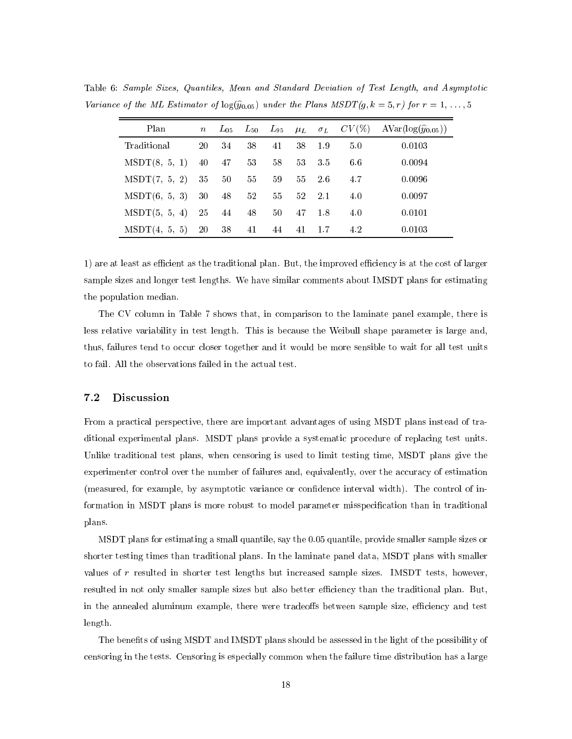Table 6: *Sample Sizes, Quantiles, Mean and Standard Deviation of Test Length, and Asymptotic Variance of the ML Estimator of* $\log(\widehat{y}_{0.05})$ *under the Plans MSDT*$(g, k = 5, r)$ *for* $r = 1, \ldots, 5$

| Plan | $n$ | $L_{05}$ | $L_{50}$ | $L_{95}$ | $\mu_L$ | $\sigma_L$ | $CV(\%)$ | AVar$(\log(\widehat{y}_{0.05}))$ |
|---|---|---|---|---|---|---|---|---|
| Traditional | 20 | 34 | 38 | 41 | 38 | 1.9 | 5.0 | 0.0103 |
| MSDT(8, 5, 1) | 40 | 47 | 53 | 58 | 53 | 3.5 | 6.6 | 0.0094 |
| MSDT(7, 5, 2) | 35 | 50 | 55 | 59 | 55 | 2.6 | 4.7 | 0.0096 |
| MSDT(6, 5, 3) | 30 | 48 | 52 | 55 | 52 | 2.1 | 4.0 | 0.0097 |
| MSDT(5, 5, 4) | 25 | 44 | 48 | 50 | 47 | 1.8 | 4.0 | 0.0101 |
| MSDT(4, 5, 5) | 20 | 38 | 41 | 44 | 41 | 1.7 | 4.2 | 0.0103 |

1) are at least as efficient as the traditional plan. But, the improved efficiency is at the cost of larger sample sizes and longer test lengths. We have similar comments about IMSDT plans for estimating the population median.

The CV column in Table 7 shows that, in comparison to the laminate panel example, there is less relative variability in test length. This is because the Weibull shape parameter is large and, thus, failures tend to occur closer together and it would be more sensible to wait for all test units to fail. All the observations failed in the actual test.

### 7.2 Discussion

From a practical perspective, there are important advantages of using MSDT plans instead of traditional experimental plans. MSDT plans provide a systematic procedure of replacing test units. Unlike traditional test plans, when censoring is used to limit testing time, MSDT plans give the experimenter control over the number of failures and, equivalently, over the accuracy of estimation (measured, for example, by asymptotic variance or confidence interval width). The control of information in MSDT plans is more robust to model parameter misspecification than in traditional plans.

MSDT plans for estimating a small quantile, say the 0.05 quantile, provide smaller sample sizes or shorter testing times than traditional plans. In the laminate panel data, MSDT plans with smaller values of $r$ resulted in shorter test lengths but increased sample sizes. IMSDT tests, however, resulted in not only smaller sample sizes but also better efficiency than the traditional plan. But, in the annealed aluminum example, there were tradeoffs between sample size, efficiency and test length.

The benefits of using MSDT and IMSDT plans should be assessed in the light of the possibility of censoring in the tests. Censoring is especially common when the failure time distribution has a large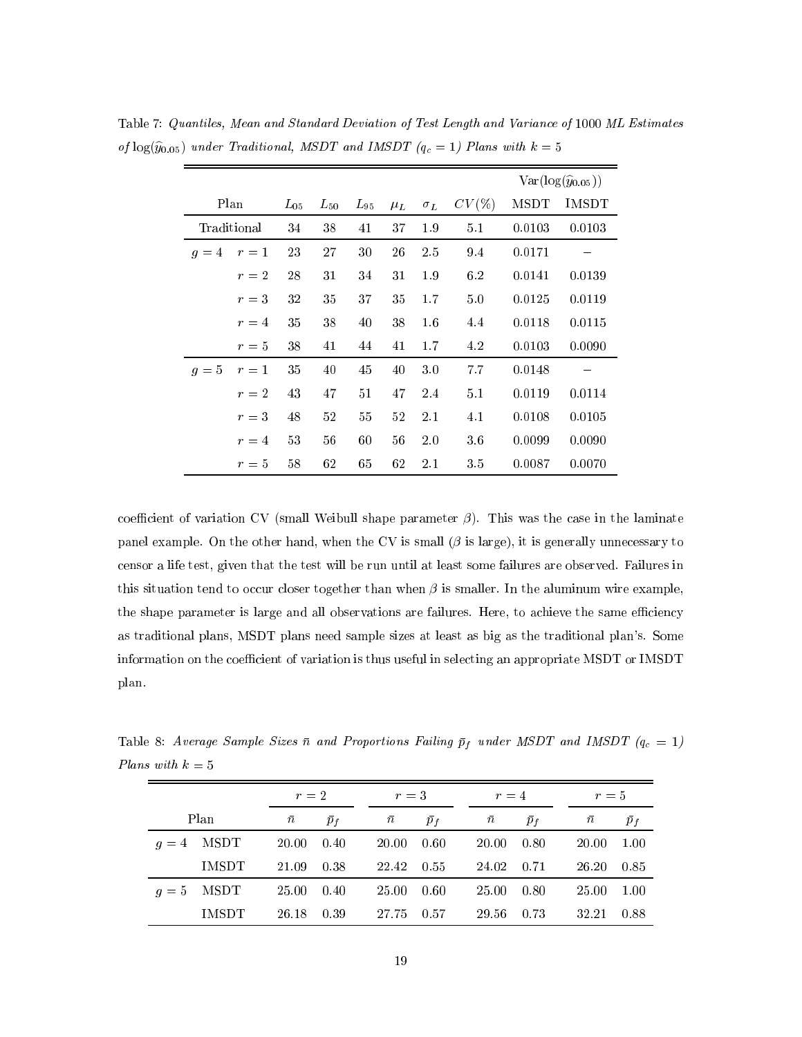Table 7: *Quantiles, Mean and Standard Deviation of Test Length and Variance of* 1000 *ML Estimates of* $\log(\widehat{y}_{0.05})$ *under Traditional, MSDT and IMSDT* ($q_c = 1$) *Plans with* $k = 5$

| Plan | | $L_{05}$ | $L_{50}$ | $L_{95}$ | $\mu_L$ | $\sigma_L$ | $CV(\%)$ | $\mathrm{Var}(\log(\widehat{y}_{0.05}))$ MSDT | $\mathrm{Var}(\log(\widehat{y}_{0.05}))$ IMSDT |
|---|---|---|---|---|---|---|---|---|---|
| Traditional | | 34 | 38 | 41 | 37 | 1.9 | 5.1 | 0.0103 | 0.0103 |
| $g = 4$ | $r = 1$ | 23 | 27 | 30 | 26 | 2.5 | 9.4 | 0.0171 | – |
| | $r = 2$ | 28 | 31 | 34 | 31 | 1.9 | 6.2 | 0.0141 | 0.0139 |
| | $r = 3$ | 32 | 35 | 37 | 35 | 1.7 | 5.0 | 0.0125 | 0.0119 |
| | $r = 4$ | 35 | 38 | 40 | 38 | 1.6 | 4.4 | 0.0118 | 0.0115 |
| | $r = 5$ | 38 | 41 | 44 | 41 | 1.7 | 4.2 | 0.0103 | 0.0090 |
| $g = 5$ | $r = 1$ | 35 | 40 | 45 | 40 | 3.0 | 7.7 | 0.0148 | – |
| | $r = 2$ | 43 | 47 | 51 | 47 | 2.4 | 5.1 | 0.0119 | 0.0114 |
| | $r = 3$ | 48 | 52 | 55 | 52 | 2.1 | 4.1 | 0.0108 | 0.0105 |
| | $r = 4$ | 53 | 56 | 60 | 56 | 2.0 | 3.6 | 0.0099 | 0.0090 |
| | $r = 5$ | 58 | 62 | 65 | 62 | 2.1 | 3.5 | 0.0087 | 0.0070 |

coefficient of variation CV (small Weibull shape parameter $\beta$). This was the case in the laminate panel example. On the other hand, when the CV is small ($\beta$ is large), it is generally unnecessary to censor a life test, given that the test will be run until at least some failures are observed. Failures in this situation tend to occur closer together than when $\beta$ is smaller. In the aluminum wire example, the shape parameter is large and all observations are failures. Here, to achieve the same efficiency as traditional plans, MSDT plans need sample sizes at least as big as the traditional plan's. Some information on the coefficient of variation is thus useful in selecting an appropriate MSDT or IMSDT plan.

Table 8: *Average Sample Sizes* $\bar{n}$ *and Proportions Failing* $\bar{p}_f$ *under MSDT and IMSDT* ($q_c = 1$) *Plans with* $k = 5$

| Plan | | $r = 2$ $\bar{n}$ | $r = 2$ $\bar{p}_f$ | $r = 3$ $\bar{n}$ | $r = 3$ $\bar{p}_f$ | $r = 4$ $\bar{n}$ | $r = 4$ $\bar{p}_f$ | $r = 5$ $\bar{n}$ | $r = 5$ $\bar{p}_f$ |
|---|---|---|---|---|---|---|---|---|---|
| $g = 4$ | MSDT | 20.00 | 0.40 | 20.00 | 0.60 | 20.00 | 0.80 | 20.00 | 1.00 |
| | IMSDT | 21.09 | 0.38 | 22.42 | 0.55 | 24.02 | 0.71 | 26.20 | 0.85 |
| $g = 5$ | MSDT | 25.00 | 0.40 | 25.00 | 0.60 | 25.00 | 0.80 | 25.00 | 1.00 |
| | IMSDT | 26.18 | 0.39 | 27.75 | 0.57 | 29.56 | 0.73 | 32.21 | 0.88 |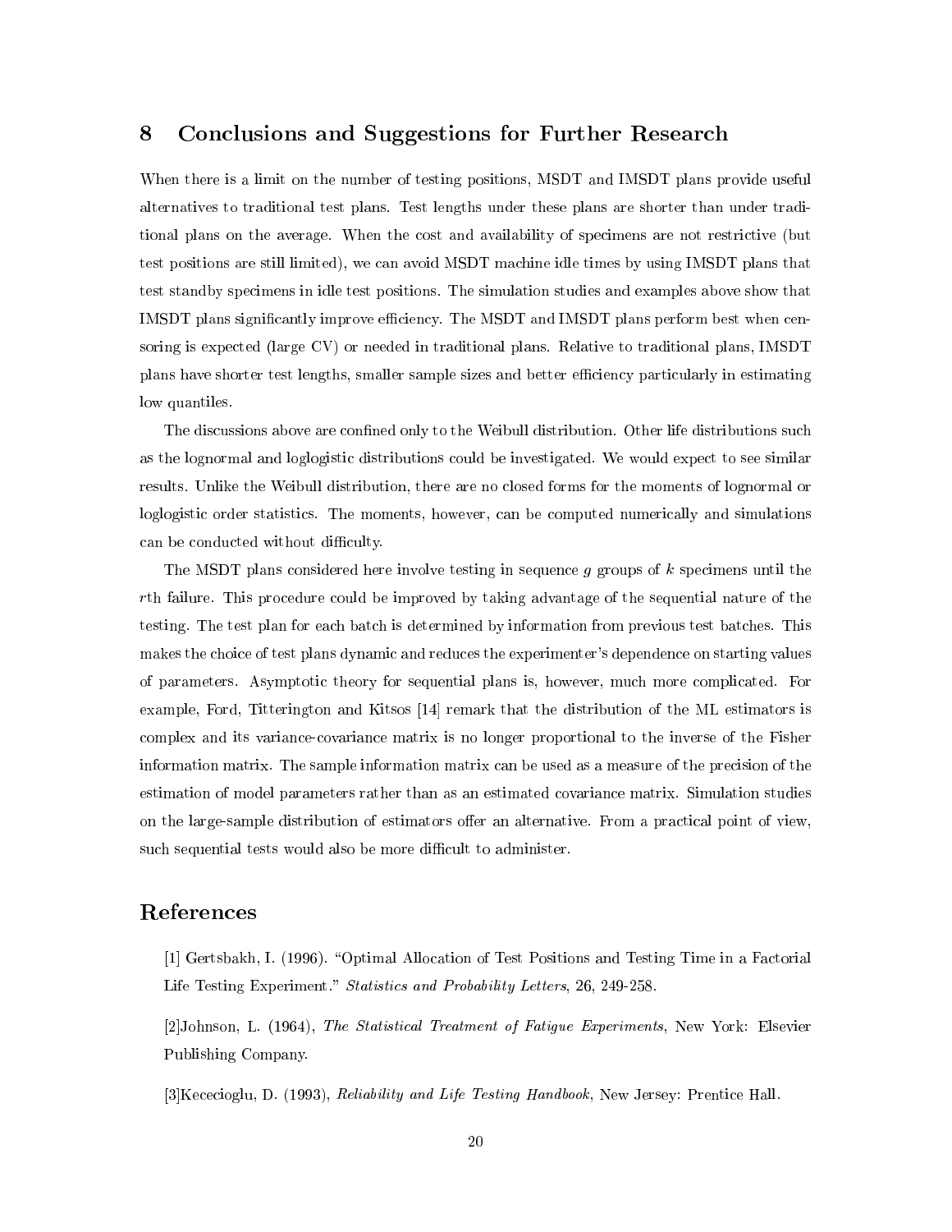## 8 Conclusions and Suggestions for Further Research

When there is a limit on the number of testing positions, MSDT and IMSDT plans provide useful alternatives to traditional test plans. Test lengths under these plans are shorter than under traditional plans on the average. When the cost and availability of specimens are not restrictive (but test positions are still limited), we can avoid MSDT machine idle times by using IMSDT plans that test standby specimens in idle test positions. The simulation studies and examples above show that IMSDT plans significantly improve efficiency. The MSDT and IMSDT plans perform best when censoring is expected (large CV) or needed in traditional plans. Relative to traditional plans, IMSDT plans have shorter test lengths, smaller sample sizes and better efficiency particularly in estimating low quantiles.

The discussions above are confined only to the Weibull distribution. Other life distributions such as the lognormal and loglogistic distributions could be investigated. We would expect to see similar results. Unlike the Weibull distribution, there are no closed forms for the moments of lognormal or loglogistic order statistics. The moments, however, can be computed numerically and simulations can be conducted without difficulty.

The MSDT plans considered here involve testing in sequence $g$ groups of $k$ specimens until the $r$th failure. This procedure could be improved by taking advantage of the sequential nature of the testing. The test plan for each batch is determined by information from previous test batches. This makes the choice of test plans dynamic and reduces the experimenter's dependence on starting values of parameters. Asymptotic theory for sequential plans is, however, much more complicated. For example, Ford, Titterington and Kitsos [14] remark that the distribution of the ML estimators is complex and its variance-covariance matrix is no longer proportional to the inverse of the Fisher information matrix. The sample information matrix can be used as a measure of the precision of the estimation of model parameters rather than as an estimated covariance matrix. Simulation studies on the large-sample distribution of estimators offer an alternative. From a practical point of view, such sequential tests would also be more difficult to administer.

## References

[1] Gertsbakh, I. (1996). "Optimal Allocation of Test Positions and Testing Time in a Factorial Life Testing Experiment." *Statistics and Probability Letters*, 26, 249-258.

[2]Johnson, L. (1964), *The Statistical Treatment of Fatigue Experiments*, New York: Elsevier Publishing Company.

[3]Kececioglu, D. (1993), *Reliability and Life Testing Handbook*, New Jersey: Prentice Hall.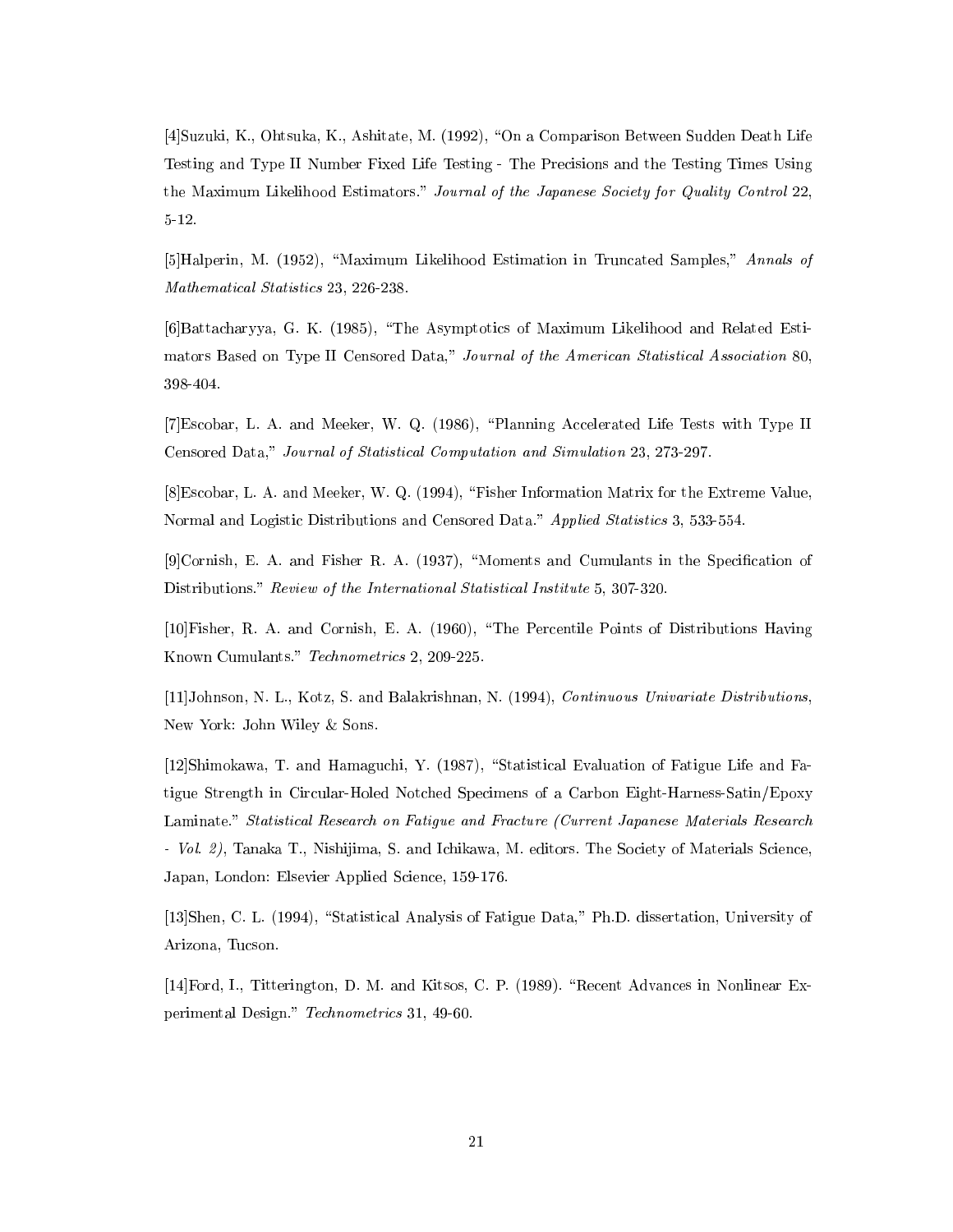[4]Suzuki, K., Ohtsuka, K., Ashitate, M. (1992), "On a Comparison Between Sudden Death Life Testing and Type II Number Fixed Life Testing - The Precisions and the Testing Times Using the Maximum Likelihood Estimators." *Journal of the Japanese Society for Quality Control* 22, 5-12.

[5]Halperin, M. (1952), "Maximum Likelihood Estimation in Truncated Samples," *Annals of Mathematical Statistics* 23, 226-238.

[6]Battacharyya, G. K. (1985), "The Asymptotics of Maximum Likelihood and Related Estimators Based on Type II Censored Data," *Journal of the American Statistical Association* 80, 398-404.

[7]Escobar, L. A. and Meeker, W. Q. (1986), "Planning Accelerated Life Tests with Type II Censored Data," *Journal of Statistical Computation and Simulation* 23, 273-297.

[8]Escobar, L. A. and Meeker, W. Q. (1994), "Fisher Information Matrix for the Extreme Value, Normal and Logistic Distributions and Censored Data." *Applied Statistics* 3, 533-554.

[9]Cornish, E. A. and Fisher R. A. (1937), "Moments and Cumulants in the Specification of Distributions." *Review of the International Statistical Institute* 5, 307-320.

[10]Fisher, R. A. and Cornish, E. A. (1960), "The Percentile Points of Distributions Having Known Cumulants." *Technometrics* 2, 209-225.

[11]Johnson, N. L., Kotz, S. and Balakrishnan, N. (1994), *Continuous Univariate Distributions*, New York: John Wiley & Sons.

[12]Shimokawa, T. and Hamaguchi, Y. (1987), "Statistical Evaluation of Fatigue Life and Fatigue Strength in Circular-Holed Notched Specimens of a Carbon Eight-Harness-Satin/Epoxy Laminate." *Statistical Research on Fatigue and Fracture (Current Japanese Materials Research - Vol. 2)*, Tanaka T., Nishijima, S. and Ichikawa, M. editors. The Society of Materials Science, Japan, London: Elsevier Applied Science, 159-176.

[13]Shen, C. L. (1994), "Statistical Analysis of Fatigue Data," Ph.D. dissertation, University of Arizona, Tucson.

[14]Ford, I., Titterington, D. M. and Kitsos, C. P. (1989). "Recent Advances in Nonlinear Experimental Design." *Technometrics* 31, 49-60.